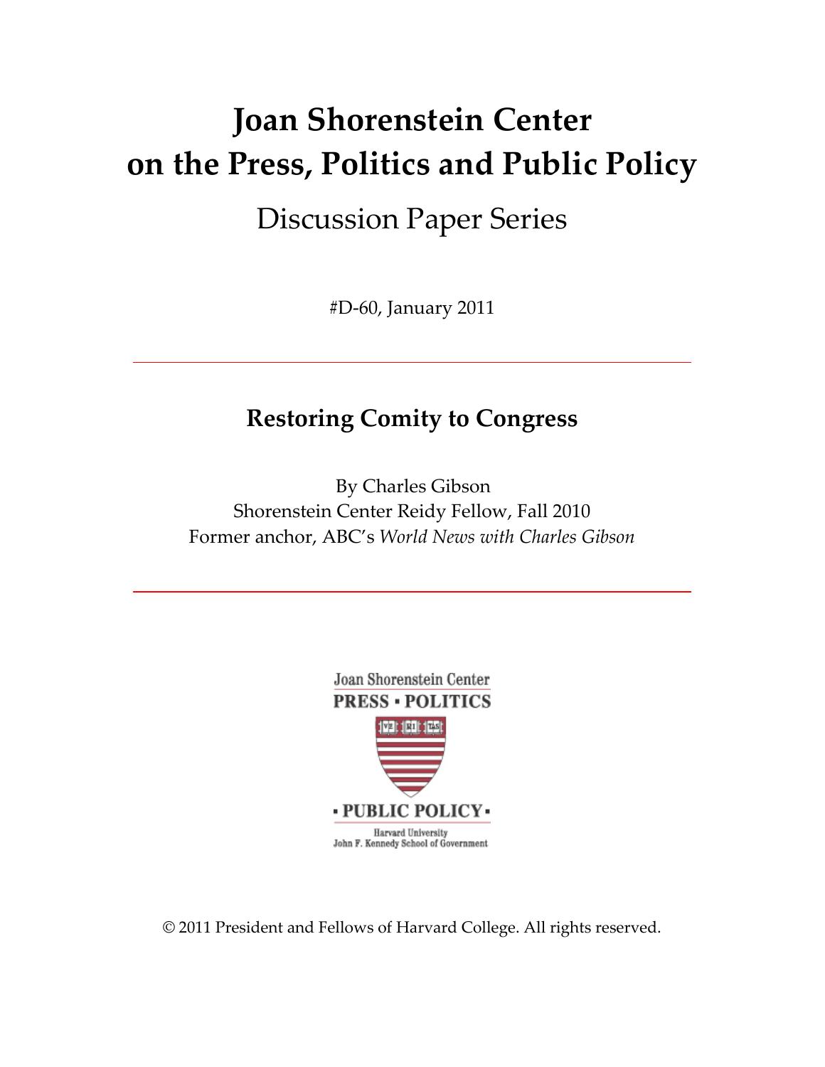# Joan Shorenstein Center on the Press, Politics and Public Policy

Discussion Paper Series

#D-60, January 2011

---

## Restoring Comity to Congress

By Charles Gibson
Shorenstein Center Reidy Fellow, Fall 2010
Former anchor, ABC's *World News with Charles Gibson*

---

Joan Shorenstein Center
PRESS ▪ POLITICS
▪ PUBLIC POLICY ▪
Harvard University
John F. Kennedy School of Government

© 2011 President and Fellows of Harvard College. All rights reserved.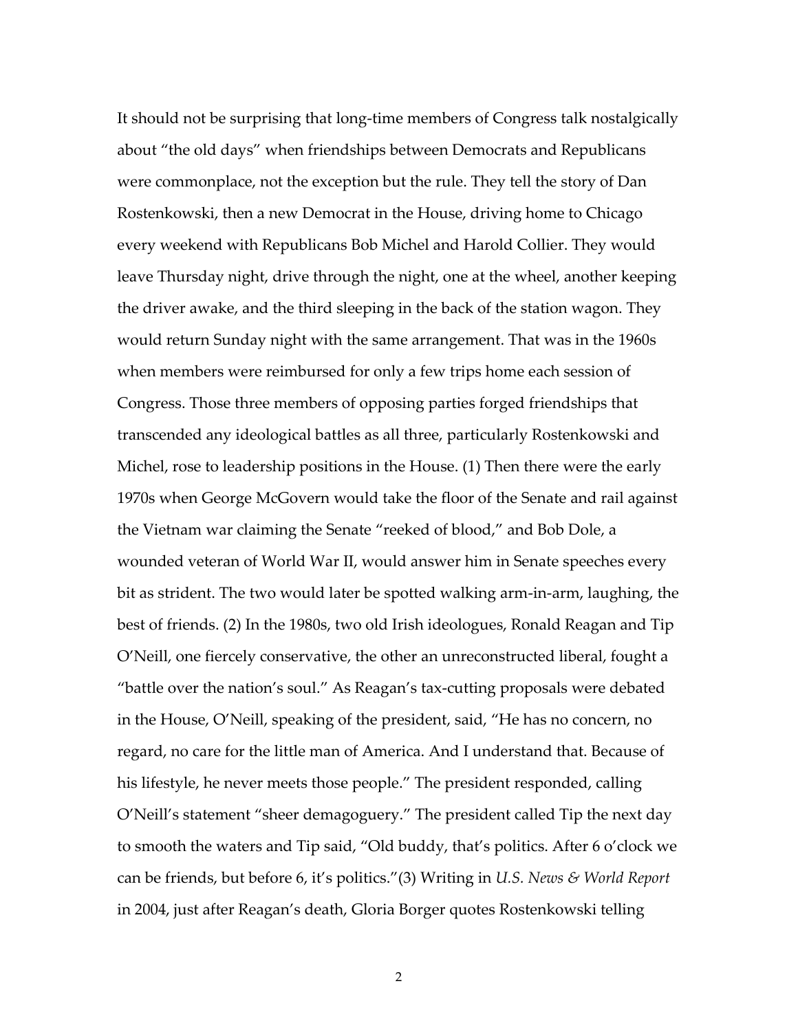It should not be surprising that long-time members of Congress talk nostalgically about "the old days" when friendships between Democrats and Republicans were commonplace, not the exception but the rule. They tell the story of Dan Rostenkowski, then a new Democrat in the House, driving home to Chicago every weekend with Republicans Bob Michel and Harold Collier. They would leave Thursday night, drive through the night, one at the wheel, another keeping the driver awake, and the third sleeping in the back of the station wagon. They would return Sunday night with the same arrangement. That was in the 1960s when members were reimbursed for only a few trips home each session of Congress. Those three members of opposing parties forged friendships that transcended any ideological battles as all three, particularly Rostenkowski and Michel, rose to leadership positions in the House. (1) Then there were the early 1970s when George McGovern would take the floor of the Senate and rail against the Vietnam war claiming the Senate "reeked of blood," and Bob Dole, a wounded veteran of World War II, would answer him in Senate speeches every bit as strident. The two would later be spotted walking arm-in-arm, laughing, the best of friends. (2) In the 1980s, two old Irish ideologues, Ronald Reagan and Tip O'Neill, one fiercely conservative, the other an unreconstructed liberal, fought a "battle over the nation's soul." As Reagan's tax-cutting proposals were debated in the House, O'Neill, speaking of the president, said, "He has no concern, no regard, no care for the little man of America. And I understand that. Because of his lifestyle, he never meets those people." The president responded, calling O'Neill's statement "sheer demagoguery." The president called Tip the next day to smooth the waters and Tip said, "Old buddy, that's politics. After 6 o'clock we can be friends, but before 6, it's politics."(3) Writing in *U.S. News & World Report* in 2004, just after Reagan's death, Gloria Borger quotes Rostenkowski telling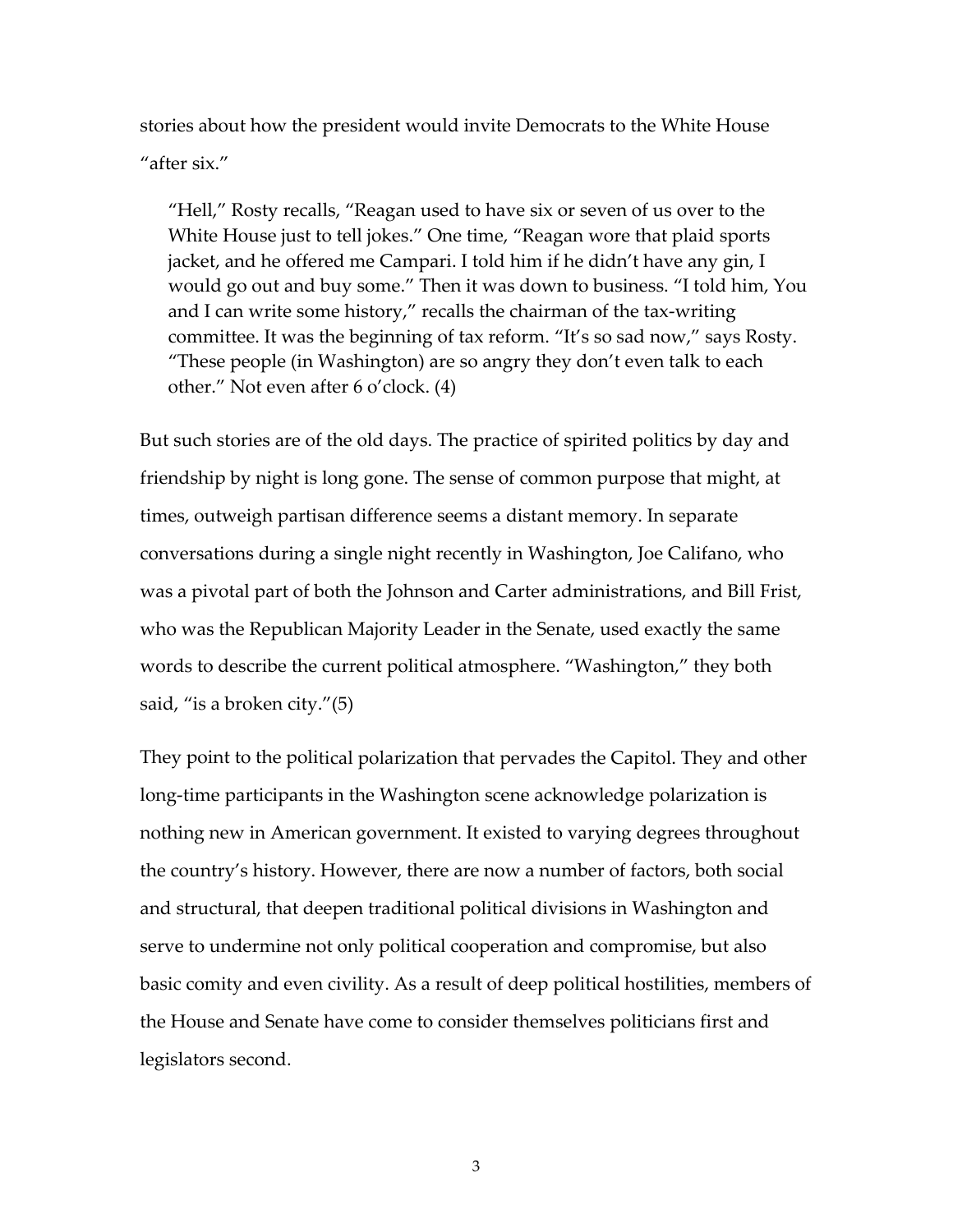stories about how the president would invite Democrats to the White House "after six."

> "Hell," Rosty recalls, "Reagan used to have six or seven of us over to the White House just to tell jokes." One time, "Reagan wore that plaid sports jacket, and he offered me Campari. I told him if he didn't have any gin, I would go out and buy some." Then it was down to business. "I told him, You and I can write some history," recalls the chairman of the tax-writing committee. It was the beginning of tax reform. "It's so sad now," says Rosty. "These people (in Washington) are so angry they don't even talk to each other." Not even after 6 o'clock. (4)

But such stories are of the old days. The practice of spirited politics by day and friendship by night is long gone. The sense of common purpose that might, at times, outweigh partisan difference seems a distant memory. In separate conversations during a single night recently in Washington, Joe Califano, who was a pivotal part of both the Johnson and Carter administrations, and Bill Frist, who was the Republican Majority Leader in the Senate, used exactly the same words to describe the current political atmosphere. "Washington," they both said, "is a broken city."(5)

They point to the political polarization that pervades the Capitol. They and other long-time participants in the Washington scene acknowledge polarization is nothing new in American government. It existed to varying degrees throughout the country's history. However, there are now a number of factors, both social and structural, that deepen traditional political divisions in Washington and serve to undermine not only political cooperation and compromise, but also basic comity and even civility. As a result of deep political hostilities, members of the House and Senate have come to consider themselves politicians first and legislators second.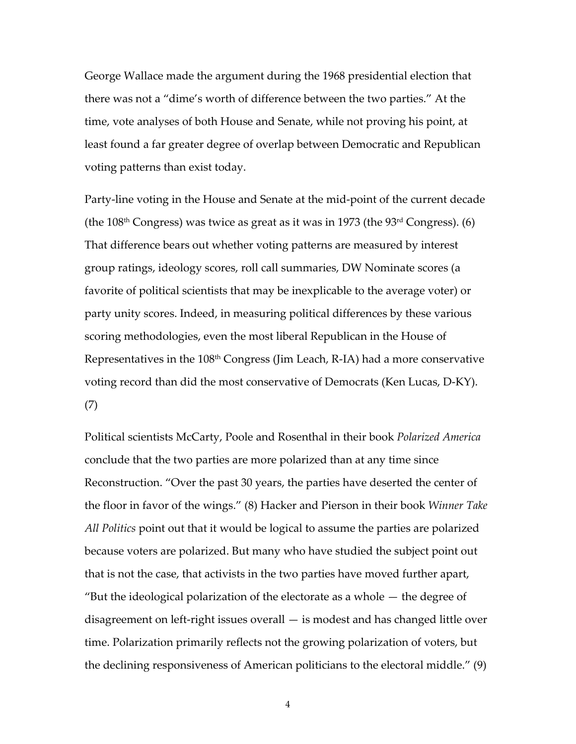George Wallace made the argument during the 1968 presidential election that there was not a "dime's worth of difference between the two parties." At the time, vote analyses of both House and Senate, while not proving his point, at least found a far greater degree of overlap between Democratic and Republican voting patterns than exist today.

Party-line voting in the House and Senate at the mid-point of the current decade (the 108th Congress) was twice as great as it was in 1973 (the 93rd Congress). (6) That difference bears out whether voting patterns are measured by interest group ratings, ideology scores, roll call summaries, DW Nominate scores (a favorite of political scientists that may be inexplicable to the average voter) or party unity scores. Indeed, in measuring political differences by these various scoring methodologies, even the most liberal Republican in the House of Representatives in the 108th Congress (Jim Leach, R-IA) had a more conservative voting record than did the most conservative of Democrats (Ken Lucas, D-KY). (7)

Political scientists McCarty, Poole and Rosenthal in their book *Polarized America* conclude that the two parties are more polarized than at any time since Reconstruction. "Over the past 30 years, the parties have deserted the center of the floor in favor of the wings." (8) Hacker and Pierson in their book *Winner Take All Politics* point out that it would be logical to assume the parties are polarized because voters are polarized. But many who have studied the subject point out that is not the case, that activists in the two parties have moved further apart, "But the ideological polarization of the electorate as a whole — the degree of disagreement on left-right issues overall — is modest and has changed little over time. Polarization primarily reflects not the growing polarization of voters, but the declining responsiveness of American politicians to the electoral middle." (9)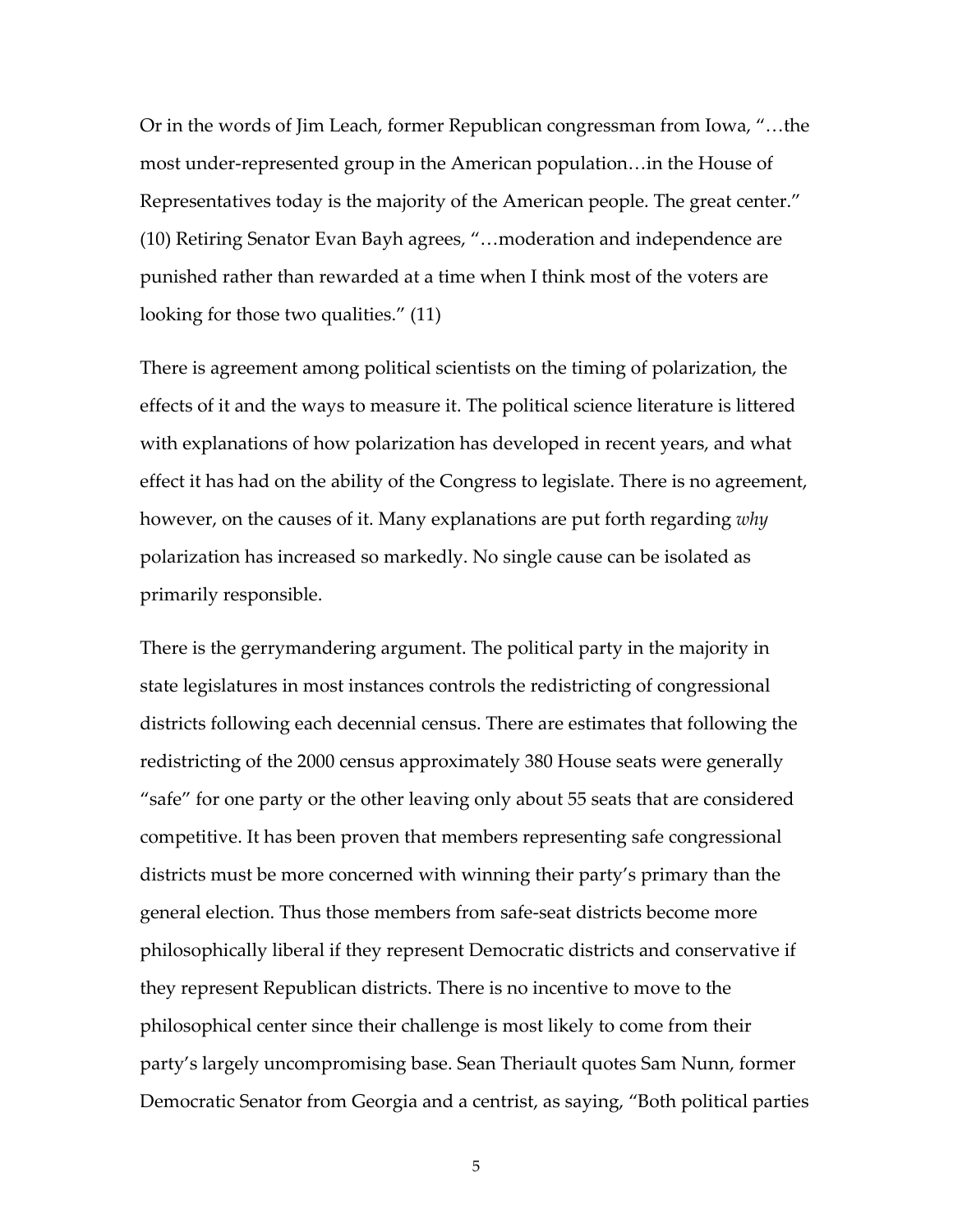Or in the words of Jim Leach, former Republican congressman from Iowa, "…the most under-represented group in the American population…in the House of Representatives today is the majority of the American people. The great center." (10) Retiring Senator Evan Bayh agrees, "…moderation and independence are punished rather than rewarded at a time when I think most of the voters are looking for those two qualities." (11)

There is agreement among political scientists on the timing of polarization, the effects of it and the ways to measure it. The political science literature is littered with explanations of how polarization has developed in recent years, and what effect it has had on the ability of the Congress to legislate. There is no agreement, however, on the causes of it. Many explanations are put forth regarding *why* polarization has increased so markedly. No single cause can be isolated as primarily responsible.

There is the gerrymandering argument. The political party in the majority in state legislatures in most instances controls the redistricting of congressional districts following each decennial census. There are estimates that following the redistricting of the 2000 census approximately 380 House seats were generally "safe" for one party or the other leaving only about 55 seats that are considered competitive. It has been proven that members representing safe congressional districts must be more concerned with winning their party's primary than the general election. Thus those members from safe-seat districts become more philosophically liberal if they represent Democratic districts and conservative if they represent Republican districts. There is no incentive to move to the philosophical center since their challenge is most likely to come from their party's largely uncompromising base. Sean Theriault quotes Sam Nunn, former Democratic Senator from Georgia and a centrist, as saying, "Both political parties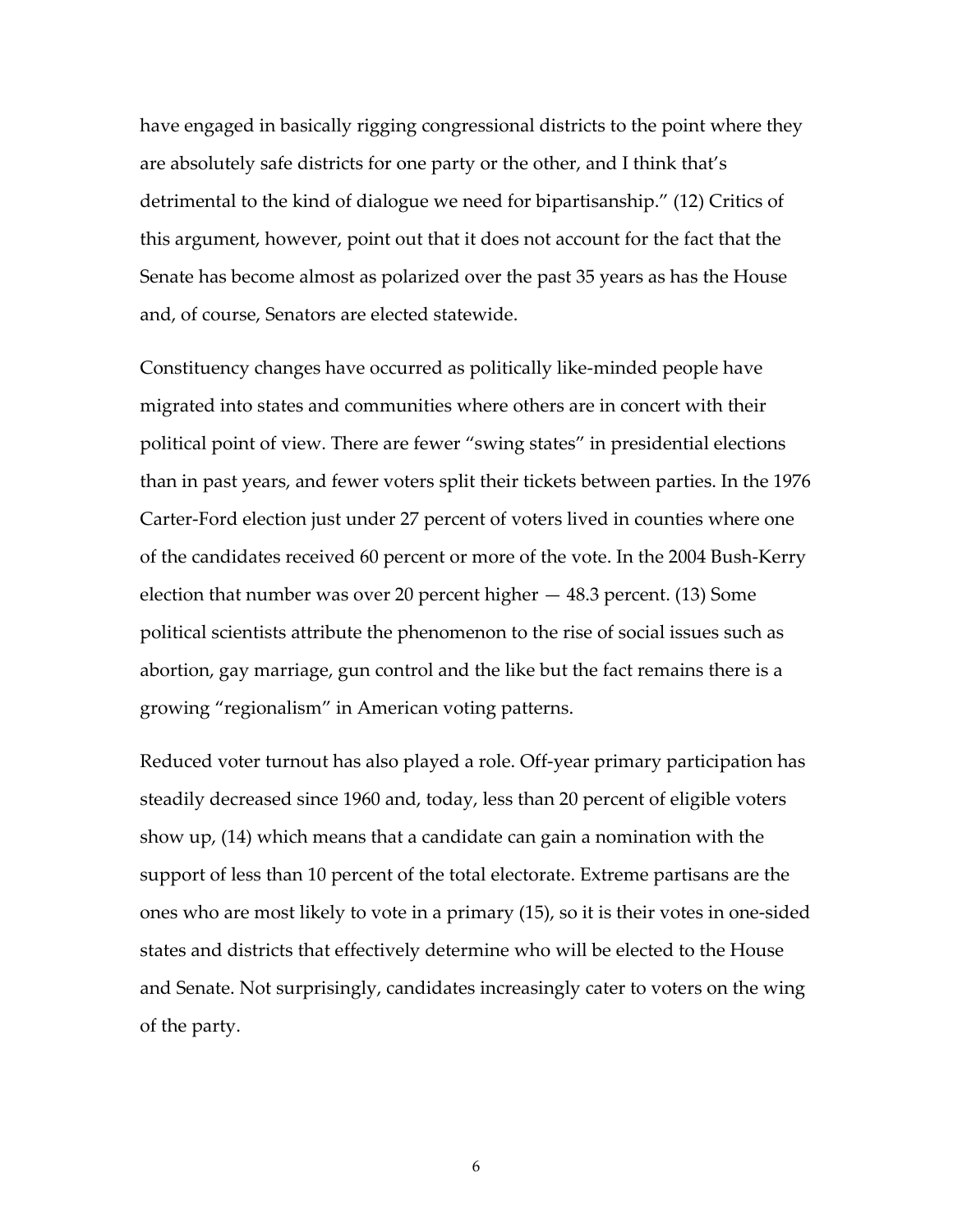have engaged in basically rigging congressional districts to the point where they are absolutely safe districts for one party or the other, and I think that's detrimental to the kind of dialogue we need for bipartisanship." (12) Critics of this argument, however, point out that it does not account for the fact that the Senate has become almost as polarized over the past 35 years as has the House and, of course, Senators are elected statewide.

Constituency changes have occurred as politically like-minded people have migrated into states and communities where others are in concert with their political point of view. There are fewer "swing states" in presidential elections than in past years, and fewer voters split their tickets between parties. In the 1976 Carter-Ford election just under 27 percent of voters lived in counties where one of the candidates received 60 percent or more of the vote. In the 2004 Bush-Kerry election that number was over 20 percent higher — 48.3 percent. (13) Some political scientists attribute the phenomenon to the rise of social issues such as abortion, gay marriage, gun control and the like but the fact remains there is a growing "regionalism" in American voting patterns.

Reduced voter turnout has also played a role. Off-year primary participation has steadily decreased since 1960 and, today, less than 20 percent of eligible voters show up, (14) which means that a candidate can gain a nomination with the support of less than 10 percent of the total electorate. Extreme partisans are the ones who are most likely to vote in a primary (15), so it is their votes in one-sided states and districts that effectively determine who will be elected to the House and Senate. Not surprisingly, candidates increasingly cater to voters on the wing of the party.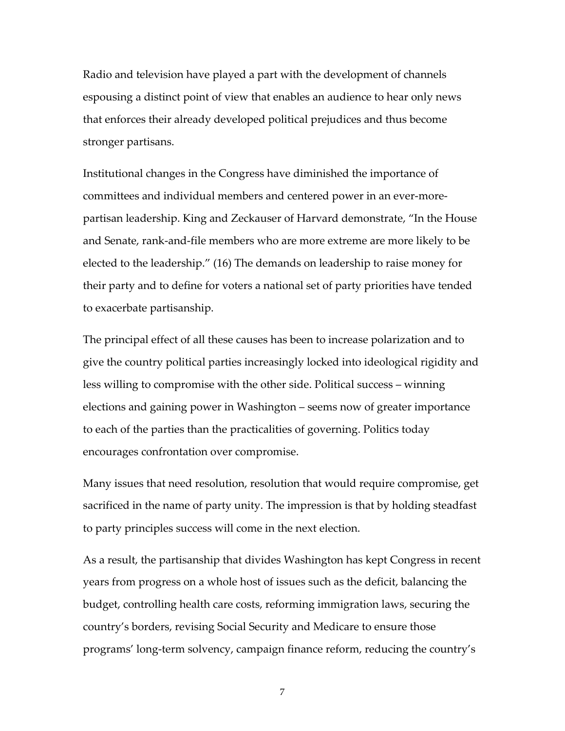Radio and television have played a part with the development of channels espousing a distinct point of view that enables an audience to hear only news that enforces their already developed political prejudices and thus become stronger partisans.

Institutional changes in the Congress have diminished the importance of committees and individual members and centered power in an ever-more-partisan leadership. King and Zeckauser of Harvard demonstrate, "In the House and Senate, rank-and-file members who are more extreme are more likely to be elected to the leadership." (16) The demands on leadership to raise money for their party and to define for voters a national set of party priorities have tended to exacerbate partisanship.

The principal effect of all these causes has been to increase polarization and to give the country political parties increasingly locked into ideological rigidity and less willing to compromise with the other side. Political success – winning elections and gaining power in Washington – seems now of greater importance to each of the parties than the practicalities of governing. Politics today encourages confrontation over compromise.

Many issues that need resolution, resolution that would require compromise, get sacrificed in the name of party unity. The impression is that by holding steadfast to party principles success will come in the next election.

As a result, the partisanship that divides Washington has kept Congress in recent years from progress on a whole host of issues such as the deficit, balancing the budget, controlling health care costs, reforming immigration laws, securing the country's borders, revising Social Security and Medicare to ensure those programs' long-term solvency, campaign finance reform, reducing the country's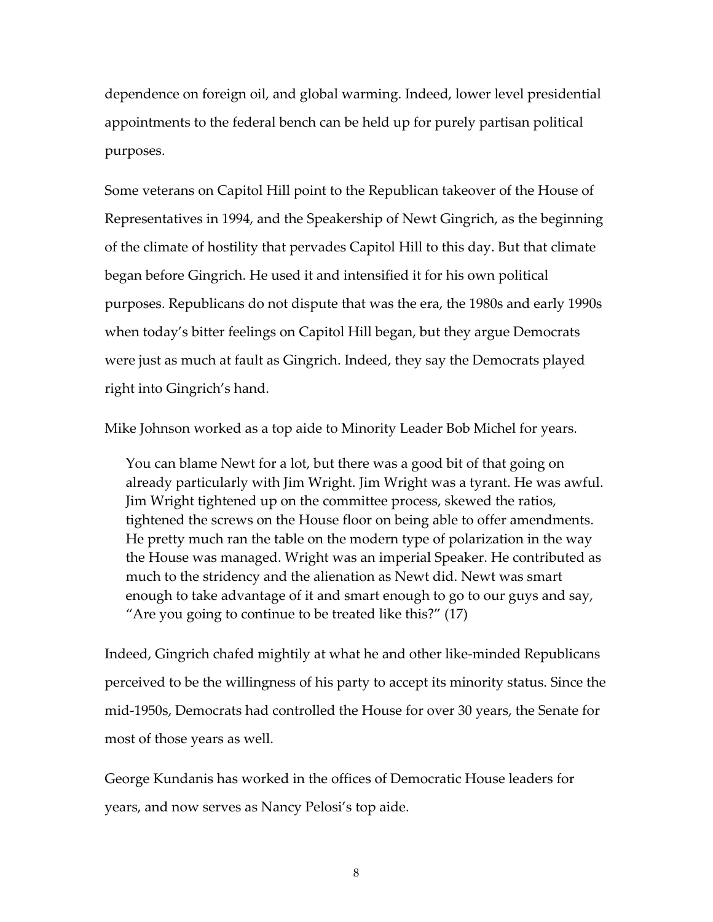dependence on foreign oil, and global warming. Indeed, lower level presidential appointments to the federal bench can be held up for purely partisan political purposes.

Some veterans on Capitol Hill point to the Republican takeover of the House of Representatives in 1994, and the Speakership of Newt Gingrich, as the beginning of the climate of hostility that pervades Capitol Hill to this day. But that climate began before Gingrich. He used it and intensified it for his own political purposes. Republicans do not dispute that was the era, the 1980s and early 1990s when today's bitter feelings on Capitol Hill began, but they argue Democrats were just as much at fault as Gingrich. Indeed, they say the Democrats played right into Gingrich's hand.

Mike Johnson worked as a top aide to Minority Leader Bob Michel for years.

> You can blame Newt for a lot, but there was a good bit of that going on already particularly with Jim Wright. Jim Wright was a tyrant. He was awful. Jim Wright tightened up on the committee process, skewed the ratios, tightened the screws on the House floor on being able to offer amendments. He pretty much ran the table on the modern type of polarization in the way the House was managed. Wright was an imperial Speaker. He contributed as much to the stridency and the alienation as Newt did. Newt was smart enough to take advantage of it and smart enough to go to our guys and say, "Are you going to continue to be treated like this?" (17)

Indeed, Gingrich chafed mightily at what he and other like-minded Republicans perceived to be the willingness of his party to accept its minority status. Since the mid-1950s, Democrats had controlled the House for over 30 years, the Senate for most of those years as well.

George Kundanis has worked in the offices of Democratic House leaders for years, and now serves as Nancy Pelosi's top aide.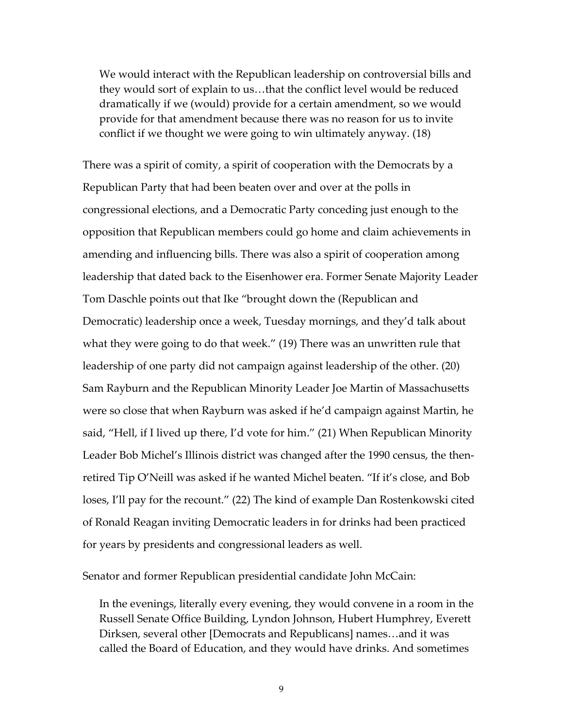> We would interact with the Republican leadership on controversial bills and they would sort of explain to us…that the conflict level would be reduced dramatically if we (would) provide for a certain amendment, so we would provide for that amendment because there was no reason for us to invite conflict if we thought we were going to win ultimately anyway. (18)

There was a spirit of comity, a spirit of cooperation with the Democrats by a Republican Party that had been beaten over and over at the polls in congressional elections, and a Democratic Party conceding just enough to the opposition that Republican members could go home and claim achievements in amending and influencing bills. There was also a spirit of cooperation among leadership that dated back to the Eisenhower era. Former Senate Majority Leader Tom Daschle points out that Ike "brought down the (Republican and Democratic) leadership once a week, Tuesday mornings, and they'd talk about what they were going to do that week." (19) There was an unwritten rule that leadership of one party did not campaign against leadership of the other. (20) Sam Rayburn and the Republican Minority Leader Joe Martin of Massachusetts were so close that when Rayburn was asked if he'd campaign against Martin, he said, "Hell, if I lived up there, I'd vote for him." (21) When Republican Minority Leader Bob Michel's Illinois district was changed after the 1990 census, the then-retired Tip O'Neill was asked if he wanted Michel beaten. "If it's close, and Bob loses, I'll pay for the recount." (22) The kind of example Dan Rostenkowski cited of Ronald Reagan inviting Democratic leaders in for drinks had been practiced for years by presidents and congressional leaders as well.

Senator and former Republican presidential candidate John McCain:

> In the evenings, literally every evening, they would convene in a room in the Russell Senate Office Building, Lyndon Johnson, Hubert Humphrey, Everett Dirksen, several other [Democrats and Republicans] names…and it was called the Board of Education, and they would have drinks. And sometimes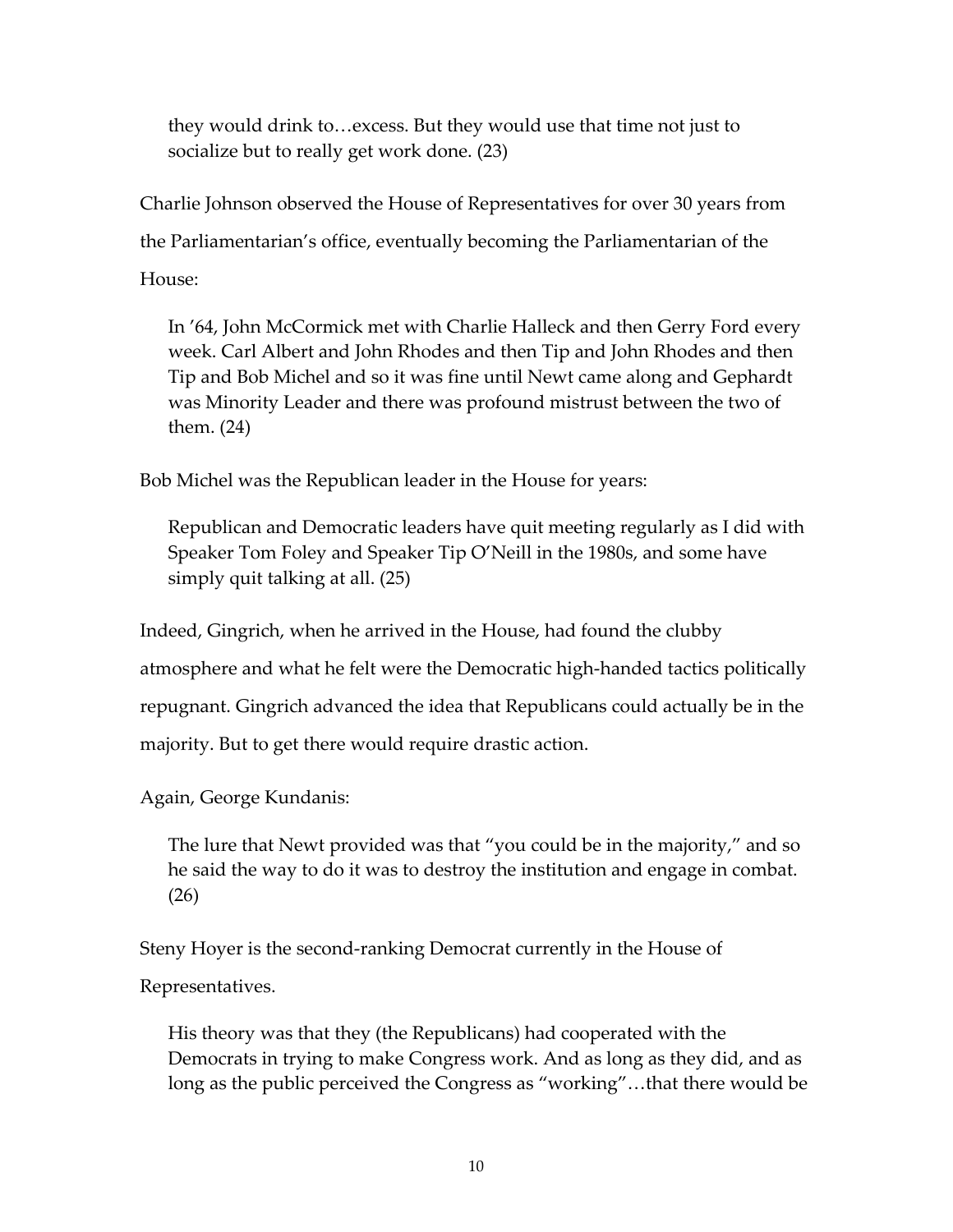> they would drink to…excess. But they would use that time not just to socialize but to really get work done. (23)

Charlie Johnson observed the House of Representatives for over 30 years from the Parliamentarian's office, eventually becoming the Parliamentarian of the House:

> In '64, John McCormick met with Charlie Halleck and then Gerry Ford every week. Carl Albert and John Rhodes and then Tip and John Rhodes and then Tip and Bob Michel and so it was fine until Newt came along and Gephardt was Minority Leader and there was profound mistrust between the two of them. (24)

Bob Michel was the Republican leader in the House for years:

> Republican and Democratic leaders have quit meeting regularly as I did with Speaker Tom Foley and Speaker Tip O'Neill in the 1980s, and some have simply quit talking at all. (25)

Indeed, Gingrich, when he arrived in the House, had found the clubby atmosphere and what he felt were the Democratic high-handed tactics politically repugnant. Gingrich advanced the idea that Republicans could actually be in the majority. But to get there would require drastic action.

Again, George Kundanis:

> The lure that Newt provided was that "you could be in the majority," and so he said the way to do it was to destroy the institution and engage in combat. (26)

Steny Hoyer is the second-ranking Democrat currently in the House of Representatives.

> His theory was that they (the Republicans) had cooperated with the Democrats in trying to make Congress work. And as long as they did, and as long as the public perceived the Congress as "working"…that there would be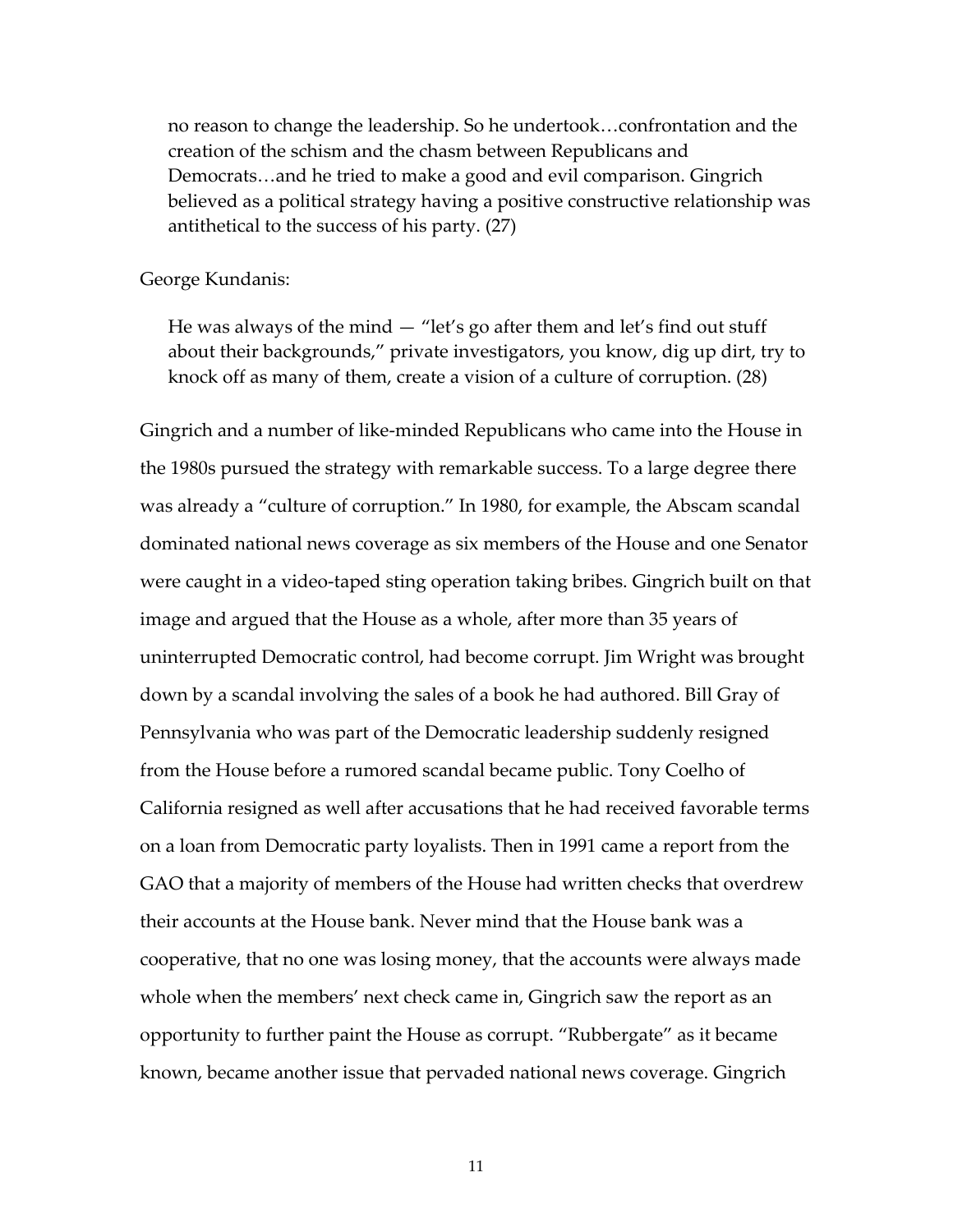> no reason to change the leadership. So he undertook…confrontation and the creation of the schism and the chasm between Republicans and Democrats…and he tried to make a good and evil comparison. Gingrich believed as a political strategy having a positive constructive relationship was antithetical to the success of his party. (27)

George Kundanis:

> He was always of the mind — "let's go after them and let's find out stuff about their backgrounds," private investigators, you know, dig up dirt, try to knock off as many of them, create a vision of a culture of corruption. (28)

Gingrich and a number of like-minded Republicans who came into the House in the 1980s pursued the strategy with remarkable success. To a large degree there was already a "culture of corruption." In 1980, for example, the Abscam scandal dominated national news coverage as six members of the House and one Senator were caught in a video-taped sting operation taking bribes. Gingrich built on that image and argued that the House as a whole, after more than 35 years of uninterrupted Democratic control, had become corrupt. Jim Wright was brought down by a scandal involving the sales of a book he had authored. Bill Gray of Pennsylvania who was part of the Democratic leadership suddenly resigned from the House before a rumored scandal became public. Tony Coelho of California resigned as well after accusations that he had received favorable terms on a loan from Democratic party loyalists. Then in 1991 came a report from the GAO that a majority of members of the House had written checks that overdrew their accounts at the House bank. Never mind that the House bank was a cooperative, that no one was losing money, that the accounts were always made whole when the members' next check came in, Gingrich saw the report as an opportunity to further paint the House as corrupt. "Rubbergate" as it became known, became another issue that pervaded national news coverage. Gingrich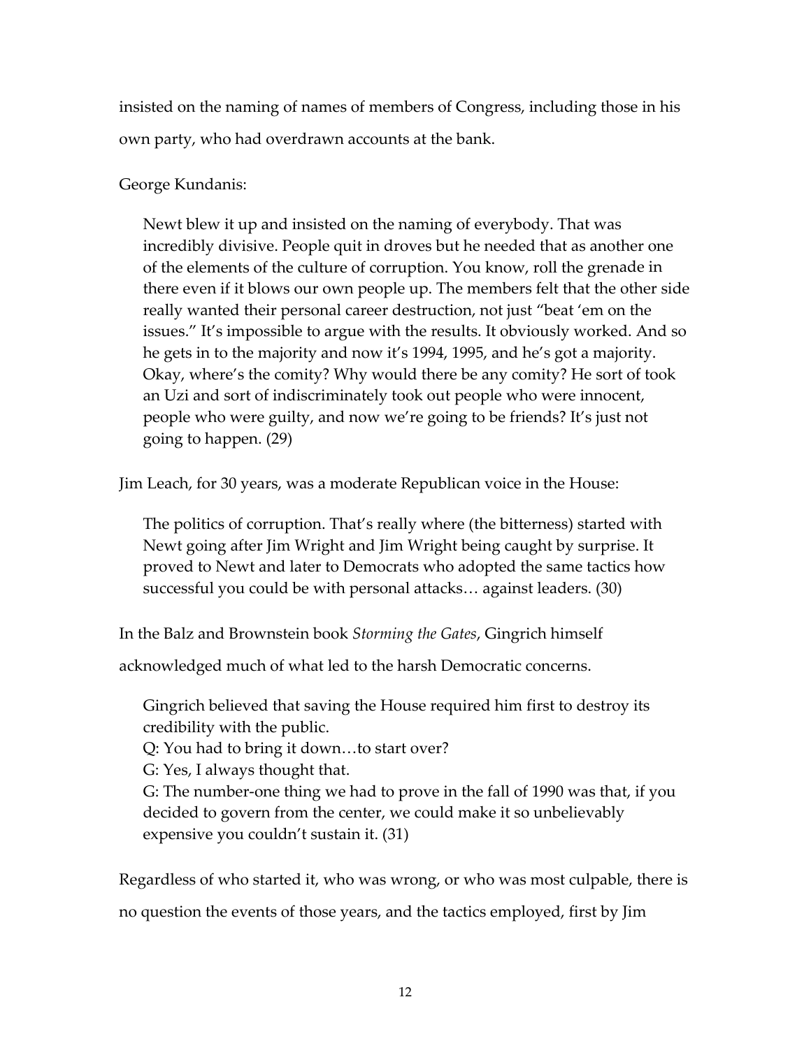insisted on the naming of names of members of Congress, including those in his own party, who had overdrawn accounts at the bank.

George Kundanis:

> Newt blew it up and insisted on the naming of everybody. That was incredibly divisive. People quit in droves but he needed that as another one of the elements of the culture of corruption. You know, roll the grenade in there even if it blows our own people up. The members felt that the other side really wanted their personal career destruction, not just "beat 'em on the issues." It's impossible to argue with the results. It obviously worked. And so he gets in to the majority and now it's 1994, 1995, and he's got a majority. Okay, where's the comity? Why would there be any comity? He sort of took an Uzi and sort of indiscriminately took out people who were innocent, people who were guilty, and now we're going to be friends? It's just not going to happen. (29)

Jim Leach, for 30 years, was a moderate Republican voice in the House:

> The politics of corruption. That's really where (the bitterness) started with Newt going after Jim Wright and Jim Wright being caught by surprise. It proved to Newt and later to Democrats who adopted the same tactics how successful you could be with personal attacks… against leaders. (30)

In the Balz and Brownstein book *Storming the Gates*, Gingrich himself acknowledged much of what led to the harsh Democratic concerns.

> Gingrich believed that saving the House required him first to destroy its credibility with the public.
> Q: You had to bring it down…to start over?
> G: Yes, I always thought that.
> G: The number-one thing we had to prove in the fall of 1990 was that, if you decided to govern from the center, we could make it so unbelievably expensive you couldn't sustain it. (31)

Regardless of who started it, who was wrong, or who was most culpable, there is no question the events of those years, and the tactics employed, first by Jim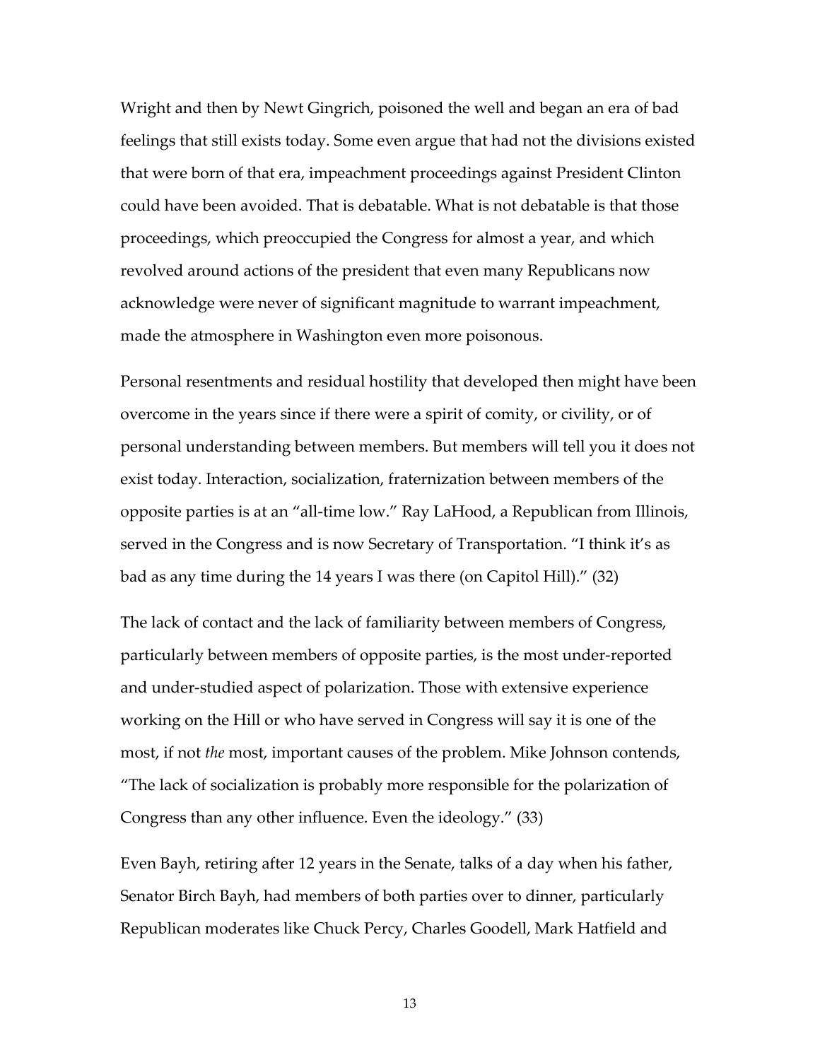Wright and then by Newt Gingrich, poisoned the well and began an era of bad feelings that still exists today. Some even argue that had not the divisions existed that were born of that era, impeachment proceedings against President Clinton could have been avoided. That is debatable. What is not debatable is that those proceedings, which preoccupied the Congress for almost a year, and which revolved around actions of the president that even many Republicans now acknowledge were never of significant magnitude to warrant impeachment, made the atmosphere in Washington even more poisonous.

Personal resentments and residual hostility that developed then might have been overcome in the years since if there were a spirit of comity, or civility, or of personal understanding between members. But members will tell you it does not exist today. Interaction, socialization, fraternization between members of the opposite parties is at an "all-time low." Ray LaHood, a Republican from Illinois, served in the Congress and is now Secretary of Transportation. "I think it's as bad as any time during the 14 years I was there (on Capitol Hill)." (32)

The lack of contact and the lack of familiarity between members of Congress, particularly between members of opposite parties, is the most under-reported and under-studied aspect of polarization. Those with extensive experience working on the Hill or who have served in Congress will say it is one of the most, if not *the* most, important causes of the problem. Mike Johnson contends, "The lack of socialization is probably more responsible for the polarization of Congress than any other influence. Even the ideology." (33)

Even Bayh, retiring after 12 years in the Senate, talks of a day when his father, Senator Birch Bayh, had members of both parties over to dinner, particularly Republican moderates like Chuck Percy, Charles Goodell, Mark Hatfield and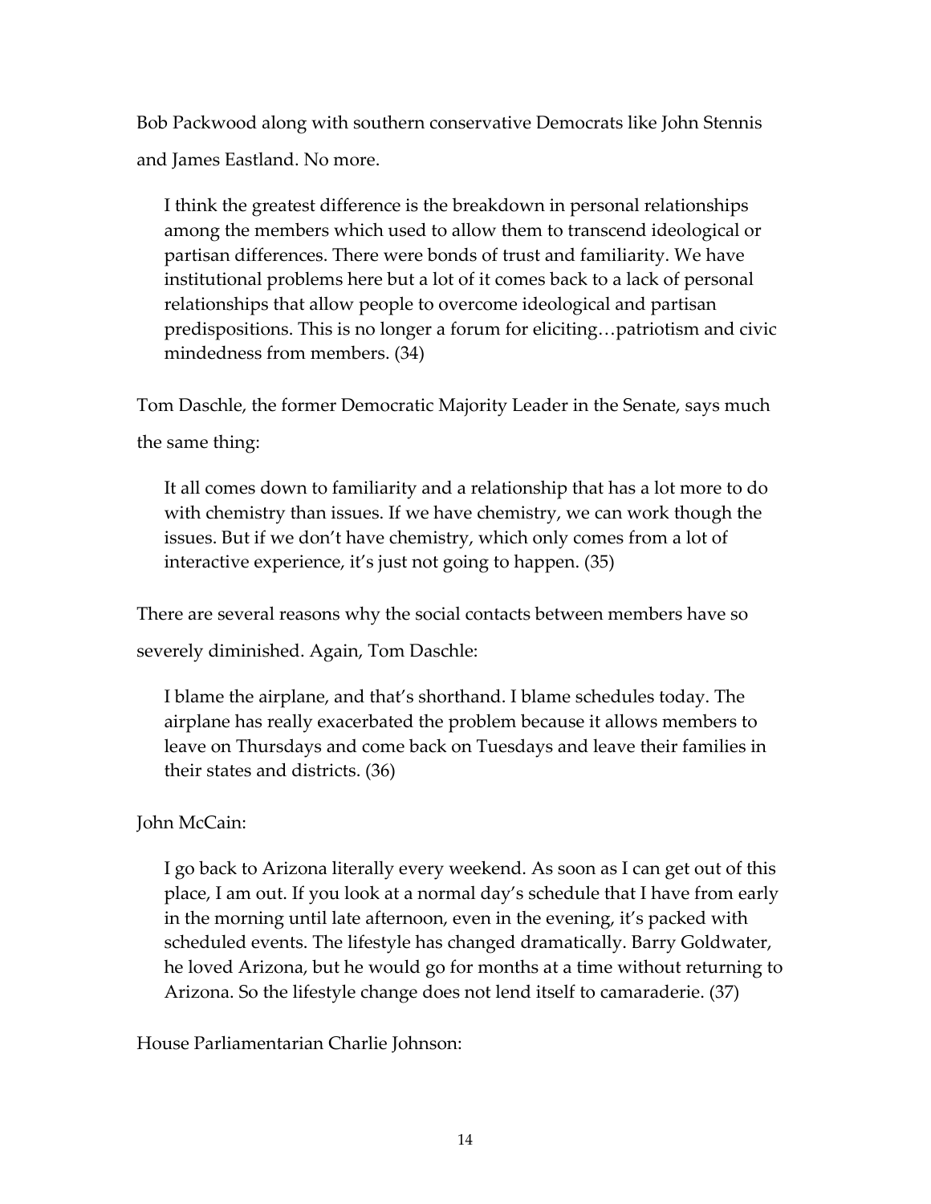Bob Packwood along with southern conservative Democrats like John Stennis and James Eastland. No more.

> I think the greatest difference is the breakdown in personal relationships among the members which used to allow them to transcend ideological or partisan differences. There were bonds of trust and familiarity. We have institutional problems here but a lot of it comes back to a lack of personal relationships that allow people to overcome ideological and partisan predispositions. This is no longer a forum for eliciting…patriotism and civic mindedness from members. (34)

Tom Daschle, the former Democratic Majority Leader in the Senate, says much the same thing:

> It all comes down to familiarity and a relationship that has a lot more to do with chemistry than issues. If we have chemistry, we can work though the issues. But if we don't have chemistry, which only comes from a lot of interactive experience, it's just not going to happen. (35)

There are several reasons why the social contacts between members have so severely diminished. Again, Tom Daschle:

> I blame the airplane, and that's shorthand. I blame schedules today. The airplane has really exacerbated the problem because it allows members to leave on Thursdays and come back on Tuesdays and leave their families in their states and districts. (36)

John McCain:

> I go back to Arizona literally every weekend. As soon as I can get out of this place, I am out. If you look at a normal day's schedule that I have from early in the morning until late afternoon, even in the evening, it's packed with scheduled events. The lifestyle has changed dramatically. Barry Goldwater, he loved Arizona, but he would go for months at a time without returning to Arizona. So the lifestyle change does not lend itself to camaraderie. (37)

House Parliamentarian Charlie Johnson: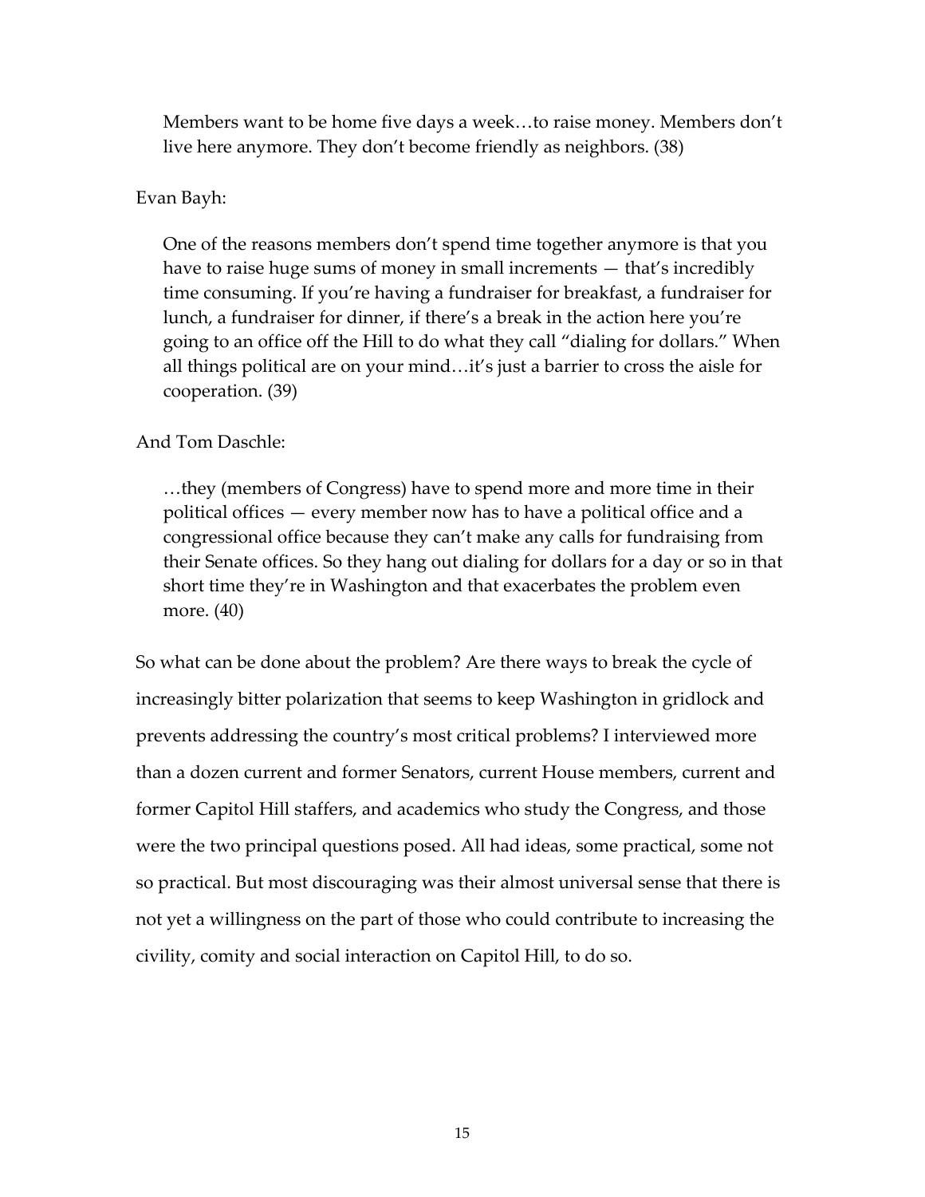> Members want to be home five days a week…to raise money. Members don't live here anymore. They don't become friendly as neighbors. (38)

Evan Bayh:

> One of the reasons members don't spend time together anymore is that you have to raise huge sums of money in small increments — that's incredibly time consuming. If you're having a fundraiser for breakfast, a fundraiser for lunch, a fundraiser for dinner, if there's a break in the action here you're going to an office off the Hill to do what they call "dialing for dollars." When all things political are on your mind…it's just a barrier to cross the aisle for cooperation. (39)

And Tom Daschle:

> …they (members of Congress) have to spend more and more time in their political offices — every member now has to have a political office and a congressional office because they can't make any calls for fundraising from their Senate offices. So they hang out dialing for dollars for a day or so in that short time they're in Washington and that exacerbates the problem even more. (40)

So what can be done about the problem? Are there ways to break the cycle of increasingly bitter polarization that seems to keep Washington in gridlock and prevents addressing the country's most critical problems? I interviewed more than a dozen current and former Senators, current House members, current and former Capitol Hill staffers, and academics who study the Congress, and those were the two principal questions posed. All had ideas, some practical, some not so practical. But most discouraging was their almost universal sense that there is not yet a willingness on the part of those who could contribute to increasing the civility, comity and social interaction on Capitol Hill, to do so.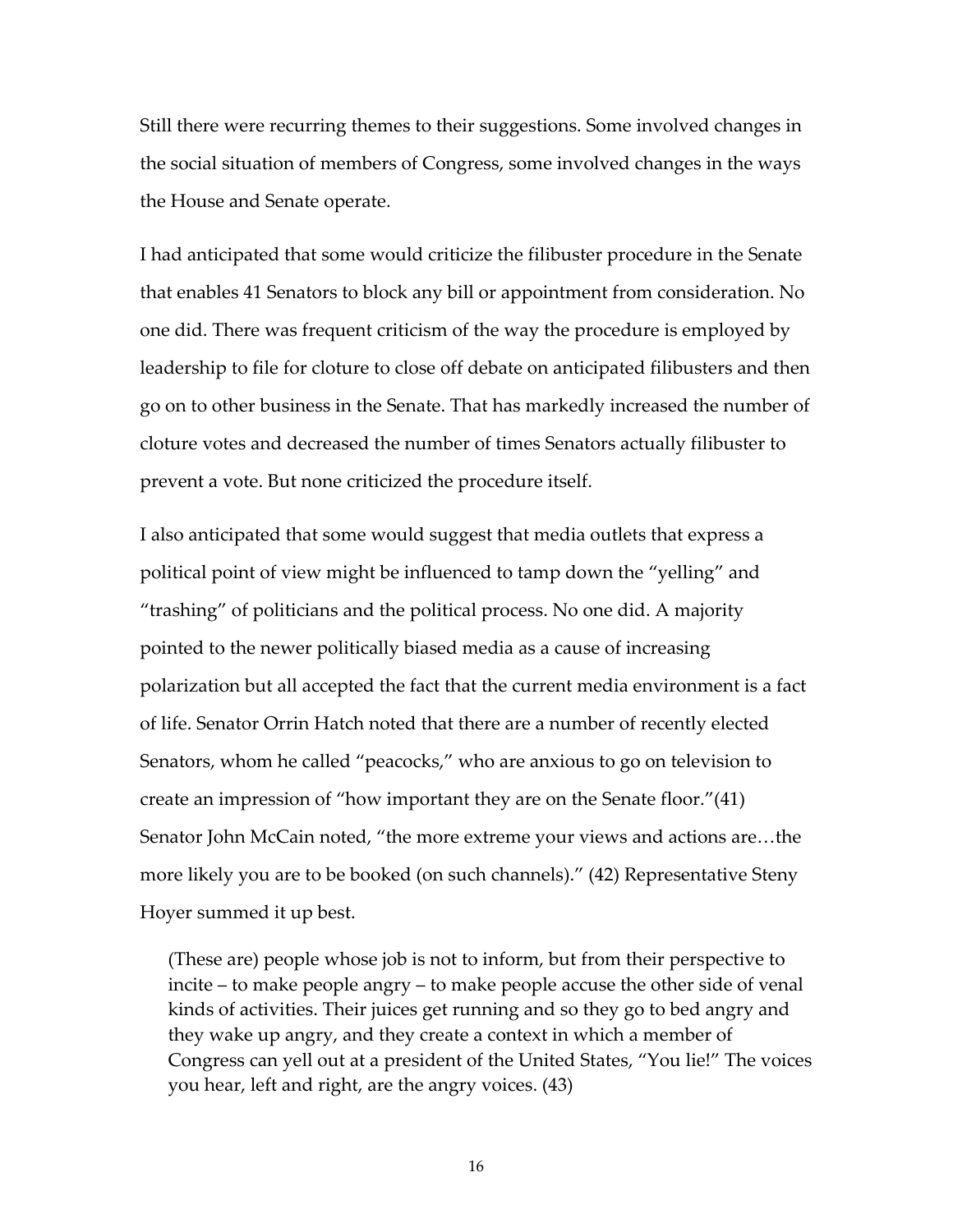Still there were recurring themes to their suggestions. Some involved changes in the social situation of members of Congress, some involved changes in the ways the House and Senate operate.

I had anticipated that some would criticize the filibuster procedure in the Senate that enables 41 Senators to block any bill or appointment from consideration. No one did. There was frequent criticism of the way the procedure is employed by leadership to file for cloture to close off debate on anticipated filibusters and then go on to other business in the Senate. That has markedly increased the number of cloture votes and decreased the number of times Senators actually filibuster to prevent a vote. But none criticized the procedure itself.

I also anticipated that some would suggest that media outlets that express a political point of view might be influenced to tamp down the "yelling" and "trashing" of politicians and the political process. No one did. A majority pointed to the newer politically biased media as a cause of increasing polarization but all accepted the fact that the current media environment is a fact of life. Senator Orrin Hatch noted that there are a number of recently elected Senators, whom he called "peacocks," who are anxious to go on television to create an impression of "how important they are on the Senate floor."(41) Senator John McCain noted, "the more extreme your views and actions are…the more likely you are to be booked (on such channels)." (42) Representative Steny Hoyer summed it up best.

> (These are) people whose job is not to inform, but from their perspective to incite – to make people angry – to make people accuse the other side of venal kinds of activities. Their juices get running and so they go to bed angry and they wake up angry, and they create a context in which a member of Congress can yell out at a president of the United States, "You lie!" The voices you hear, left and right, are the angry voices. (43)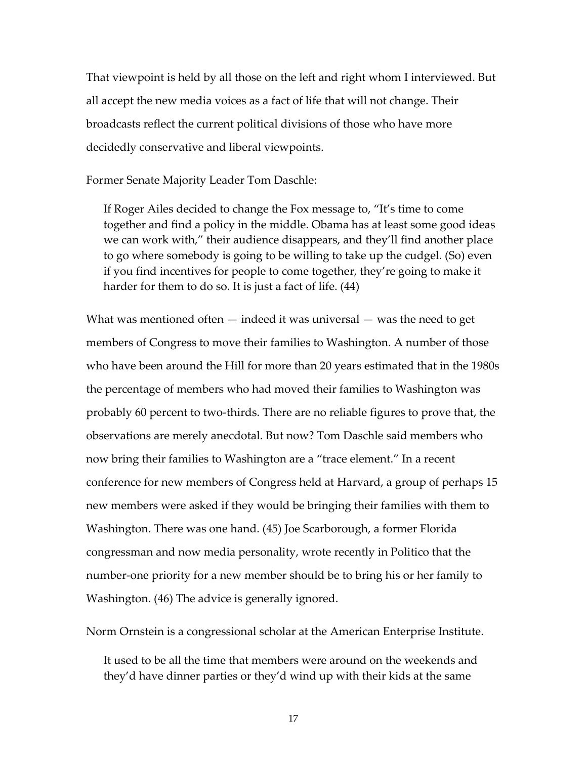That viewpoint is held by all those on the left and right whom I interviewed. But all accept the new media voices as a fact of life that will not change. Their broadcasts reflect the current political divisions of those who have more decidedly conservative and liberal viewpoints.

Former Senate Majority Leader Tom Daschle:

> If Roger Ailes decided to change the Fox message to, "It's time to come together and find a policy in the middle. Obama has at least some good ideas we can work with," their audience disappears, and they'll find another place to go where somebody is going to be willing to take up the cudgel. (So) even if you find incentives for people to come together, they're going to make it harder for them to do so. It is just a fact of life. (44)

What was mentioned often — indeed it was universal — was the need to get members of Congress to move their families to Washington. A number of those who have been around the Hill for more than 20 years estimated that in the 1980s the percentage of members who had moved their families to Washington was probably 60 percent to two-thirds. There are no reliable figures to prove that, the observations are merely anecdotal. But now? Tom Daschle said members who now bring their families to Washington are a "trace element." In a recent conference for new members of Congress held at Harvard, a group of perhaps 15 new members were asked if they would be bringing their families with them to Washington. There was one hand. (45) Joe Scarborough, a former Florida congressman and now media personality, wrote recently in Politico that the number-one priority for a new member should be to bring his or her family to Washington. (46) The advice is generally ignored.

Norm Ornstein is a congressional scholar at the American Enterprise Institute.

> It used to be all the time that members were around on the weekends and they'd have dinner parties or they'd wind up with their kids at the same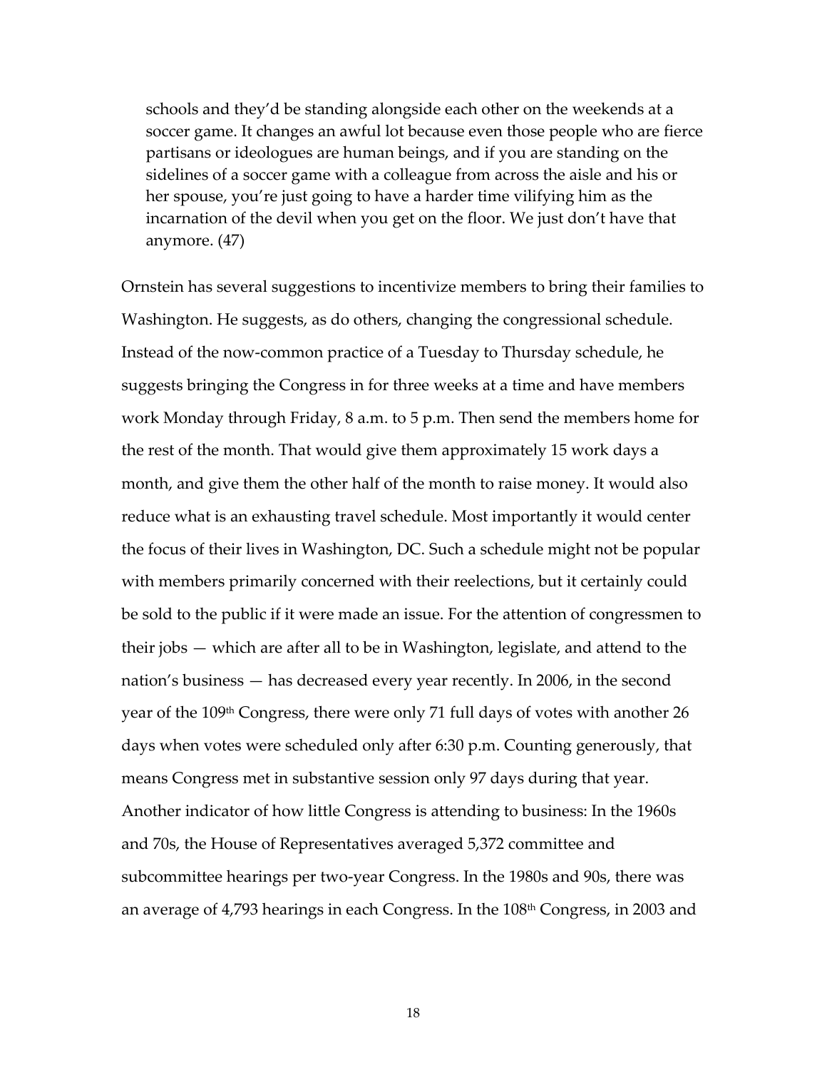> schools and they'd be standing alongside each other on the weekends at a soccer game. It changes an awful lot because even those people who are fierce partisans or ideologues are human beings, and if you are standing on the sidelines of a soccer game with a colleague from across the aisle and his or her spouse, you're just going to have a harder time vilifying him as the incarnation of the devil when you get on the floor. We just don't have that anymore. (47)

Ornstein has several suggestions to incentivize members to bring their families to Washington. He suggests, as do others, changing the congressional schedule. Instead of the now-common practice of a Tuesday to Thursday schedule, he suggests bringing the Congress in for three weeks at a time and have members work Monday through Friday, 8 a.m. to 5 p.m. Then send the members home for the rest of the month. That would give them approximately 15 work days a month, and give them the other half of the month to raise money. It would also reduce what is an exhausting travel schedule. Most importantly it would center the focus of their lives in Washington, DC. Such a schedule might not be popular with members primarily concerned with their reelections, but it certainly could be sold to the public if it were made an issue. For the attention of congressmen to their jobs — which are after all to be in Washington, legislate, and attend to the nation's business — has decreased every year recently. In 2006, in the second year of the 109th Congress, there were only 71 full days of votes with another 26 days when votes were scheduled only after 6:30 p.m. Counting generously, that means Congress met in substantive session only 97 days during that year. Another indicator of how little Congress is attending to business: In the 1960s and 70s, the House of Representatives averaged 5,372 committee and subcommittee hearings per two-year Congress. In the 1980s and 90s, there was an average of 4,793 hearings in each Congress. In the 108th Congress, in 2003 and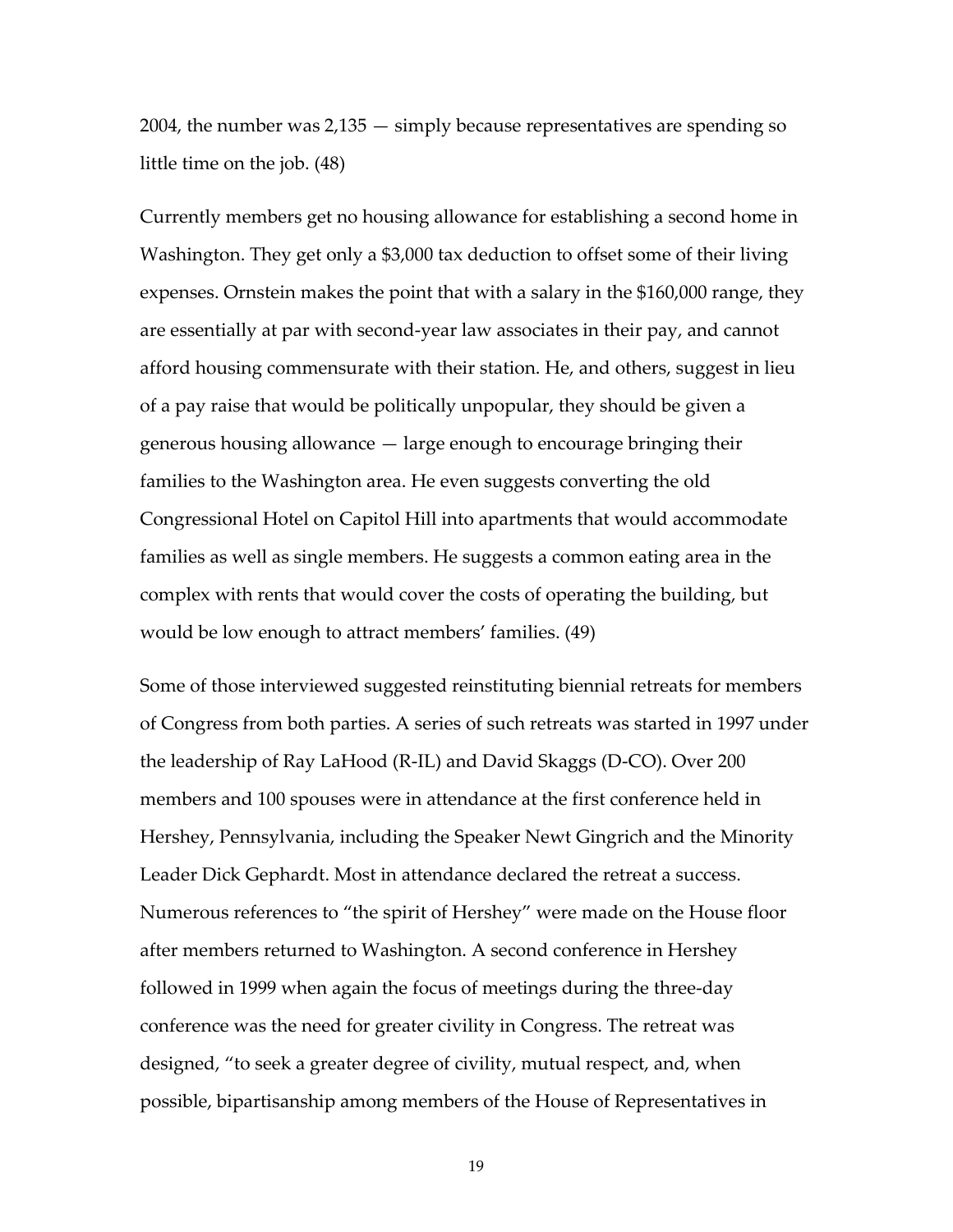2004, the number was 2,135 — simply because representatives are spending so little time on the job. (48)

Currently members get no housing allowance for establishing a second home in Washington. They get only a $3,000 tax deduction to offset some of their living expenses. Ornstein makes the point that with a salary in the $160,000 range, they are essentially at par with second-year law associates in their pay, and cannot afford housing commensurate with their station. He, and others, suggest in lieu of a pay raise that would be politically unpopular, they should be given a generous housing allowance — large enough to encourage bringing their families to the Washington area. He even suggests converting the old Congressional Hotel on Capitol Hill into apartments that would accommodate families as well as single members. He suggests a common eating area in the complex with rents that would cover the costs of operating the building, but would be low enough to attract members' families. (49)

Some of those interviewed suggested reinstituting biennial retreats for members of Congress from both parties. A series of such retreats was started in 1997 under the leadership of Ray LaHood (R-IL) and David Skaggs (D-CO). Over 200 members and 100 spouses were in attendance at the first conference held in Hershey, Pennsylvania, including the Speaker Newt Gingrich and the Minority Leader Dick Gephardt. Most in attendance declared the retreat a success. Numerous references to "the spirit of Hershey" were made on the House floor after members returned to Washington. A second conference in Hershey followed in 1999 when again the focus of meetings during the three-day conference was the need for greater civility in Congress. The retreat was designed, "to seek a greater degree of civility, mutual respect, and, when possible, bipartisanship among members of the House of Representatives in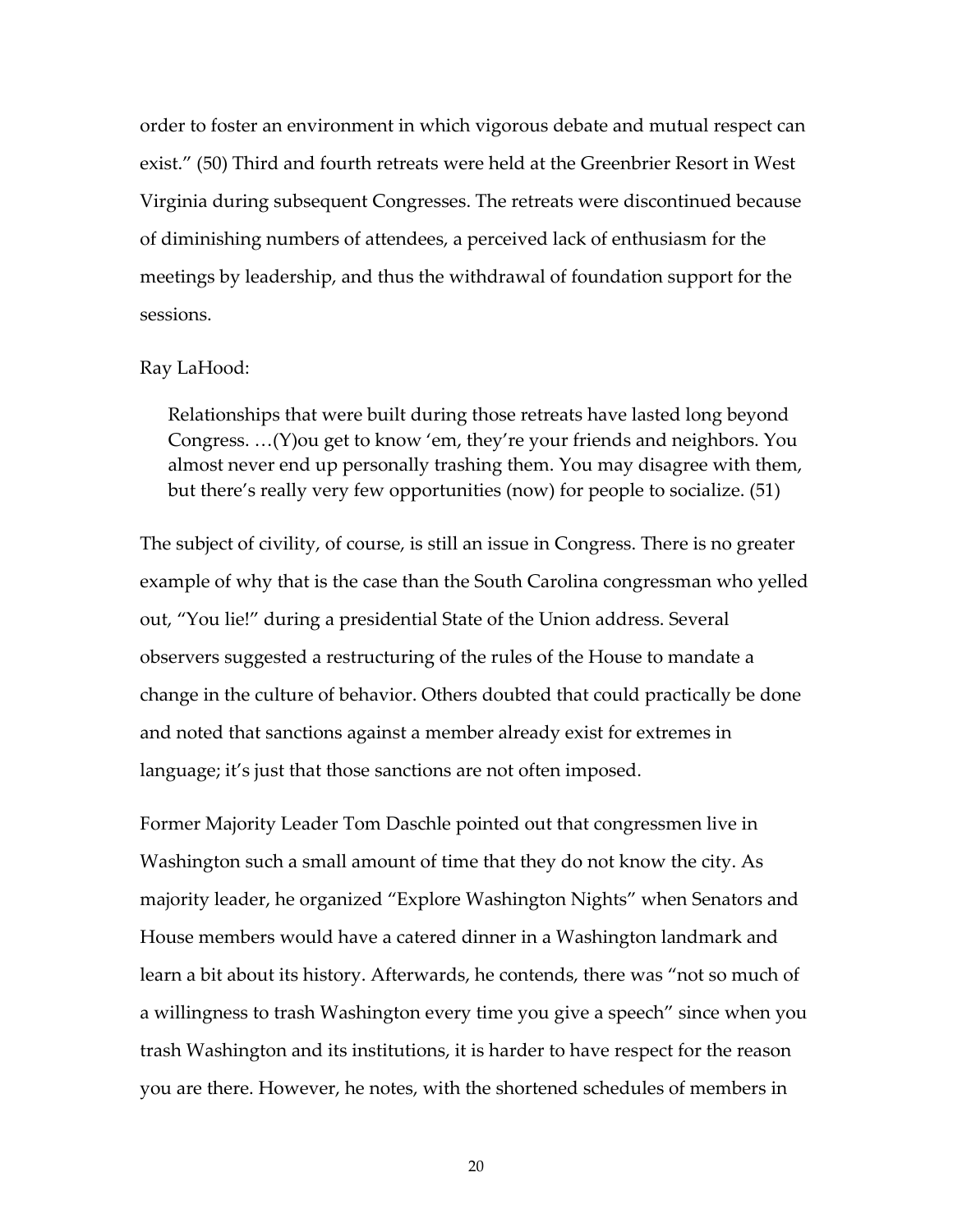order to foster an environment in which vigorous debate and mutual respect can exist." (50) Third and fourth retreats were held at the Greenbrier Resort in West Virginia during subsequent Congresses. The retreats were discontinued because of diminishing numbers of attendees, a perceived lack of enthusiasm for the meetings by leadership, and thus the withdrawal of foundation support for the sessions.

Ray LaHood:

> Relationships that were built during those retreats have lasted long beyond Congress. …(Y)ou get to know 'em, they're your friends and neighbors. You almost never end up personally trashing them. You may disagree with them, but there's really very few opportunities (now) for people to socialize. (51)

The subject of civility, of course, is still an issue in Congress. There is no greater example of why that is the case than the South Carolina congressman who yelled out, "You lie!" during a presidential State of the Union address. Several observers suggested a restructuring of the rules of the House to mandate a change in the culture of behavior. Others doubted that could practically be done and noted that sanctions against a member already exist for extremes in language; it's just that those sanctions are not often imposed.

Former Majority Leader Tom Daschle pointed out that congressmen live in Washington such a small amount of time that they do not know the city. As majority leader, he organized "Explore Washington Nights" when Senators and House members would have a catered dinner in a Washington landmark and learn a bit about its history. Afterwards, he contends, there was "not so much of a willingness to trash Washington every time you give a speech" since when you trash Washington and its institutions, it is harder to have respect for the reason you are there. However, he notes, with the shortened schedules of members in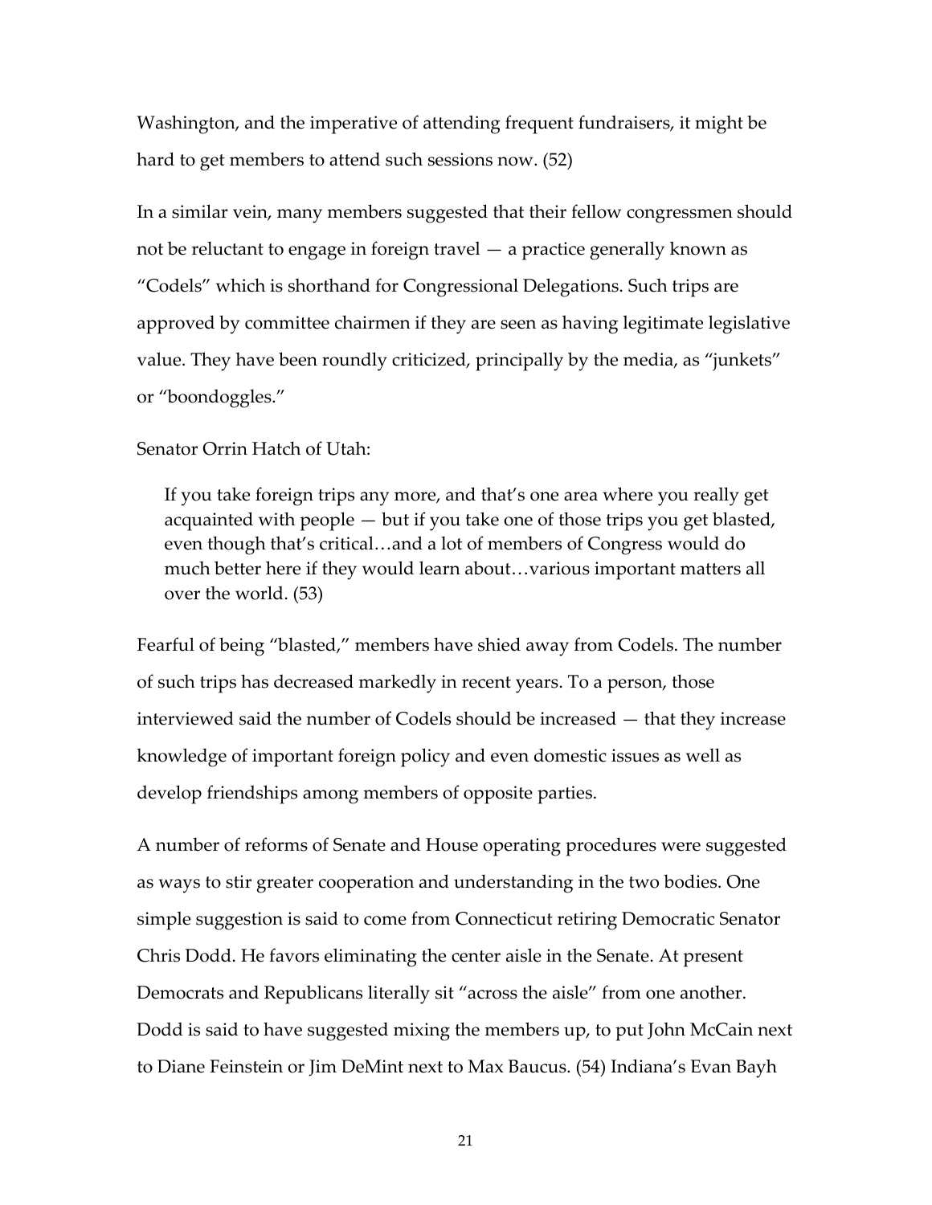Washington, and the imperative of attending frequent fundraisers, it might be hard to get members to attend such sessions now. (52)

In a similar vein, many members suggested that their fellow congressmen should not be reluctant to engage in foreign travel — a practice generally known as "Codels" which is shorthand for Congressional Delegations. Such trips are approved by committee chairmen if they are seen as having legitimate legislative value. They have been roundly criticized, principally by the media, as "junkets" or "boondoggles."

Senator Orrin Hatch of Utah:

> If you take foreign trips any more, and that's one area where you really get acquainted with people — but if you take one of those trips you get blasted, even though that's critical…and a lot of members of Congress would do much better here if they would learn about…various important matters all over the world. (53)

Fearful of being "blasted," members have shied away from Codels. The number of such trips has decreased markedly in recent years. To a person, those interviewed said the number of Codels should be increased — that they increase knowledge of important foreign policy and even domestic issues as well as develop friendships among members of opposite parties.

A number of reforms of Senate and House operating procedures were suggested as ways to stir greater cooperation and understanding in the two bodies. One simple suggestion is said to come from Connecticut retiring Democratic Senator Chris Dodd. He favors eliminating the center aisle in the Senate. At present Democrats and Republicans literally sit "across the aisle" from one another. Dodd is said to have suggested mixing the members up, to put John McCain next to Diane Feinstein or Jim DeMint next to Max Baucus. (54) Indiana's Evan Bayh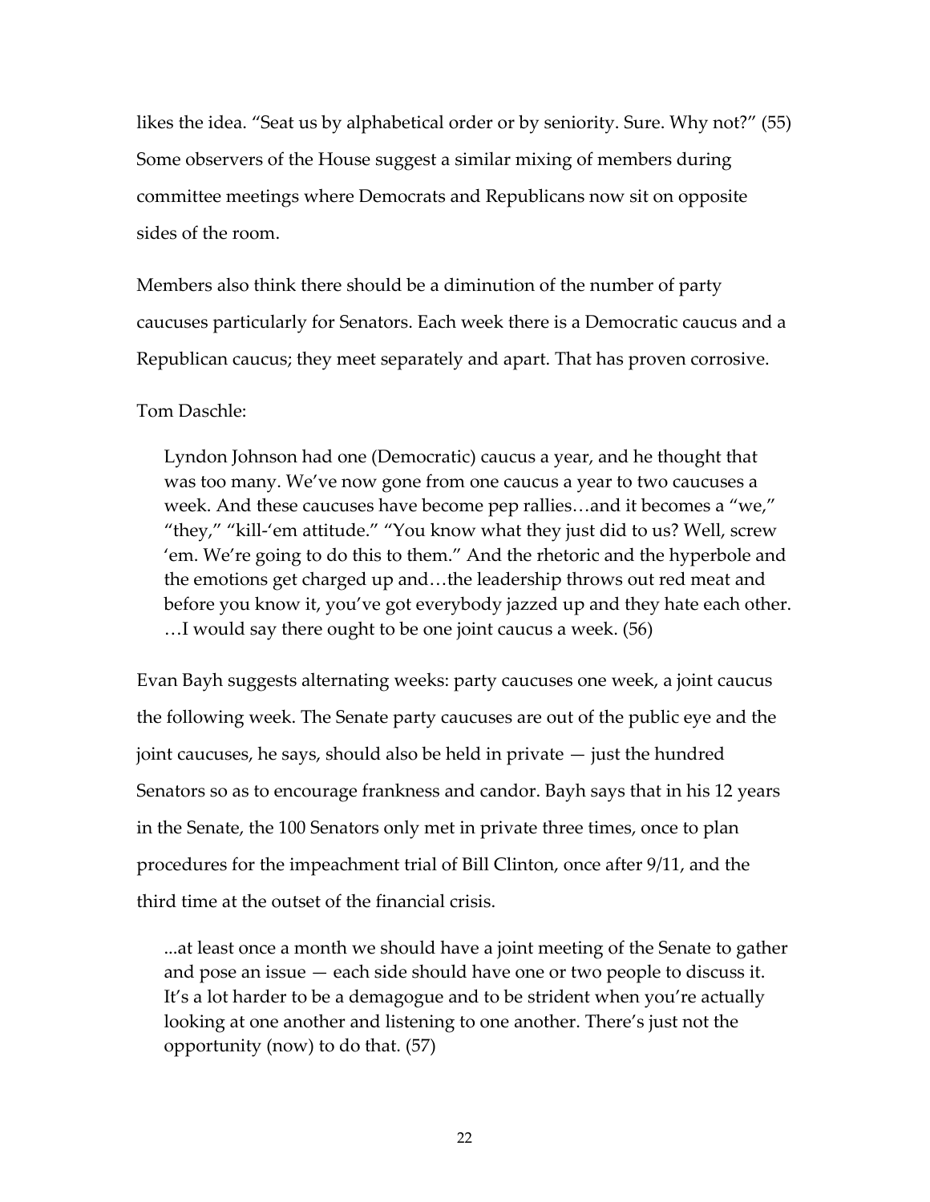likes the idea. "Seat us by alphabetical order or by seniority. Sure. Why not?" (55) Some observers of the House suggest a similar mixing of members during committee meetings where Democrats and Republicans now sit on opposite sides of the room.

Members also think there should be a diminution of the number of party caucuses particularly for Senators. Each week there is a Democratic caucus and a Republican caucus; they meet separately and apart. That has proven corrosive.

Tom Daschle:

> Lyndon Johnson had one (Democratic) caucus a year, and he thought that was too many. We've now gone from one caucus a year to two caucuses a week. And these caucuses have become pep rallies…and it becomes a "we," "they," "kill-'em attitude." "You know what they just did to us? Well, screw 'em. We're going to do this to them." And the rhetoric and the hyperbole and the emotions get charged up and…the leadership throws out red meat and before you know it, you've got everybody jazzed up and they hate each other. …I would say there ought to be one joint caucus a week. (56)

Evan Bayh suggests alternating weeks: party caucuses one week, a joint caucus the following week. The Senate party caucuses are out of the public eye and the joint caucuses, he says, should also be held in private — just the hundred Senators so as to encourage frankness and candor. Bayh says that in his 12 years in the Senate, the 100 Senators only met in private three times, once to plan procedures for the impeachment trial of Bill Clinton, once after 9/11, and the third time at the outset of the financial crisis.

> ...at least once a month we should have a joint meeting of the Senate to gather and pose an issue — each side should have one or two people to discuss it. It's a lot harder to be a demagogue and to be strident when you're actually looking at one another and listening to one another. There's just not the opportunity (now) to do that. (57)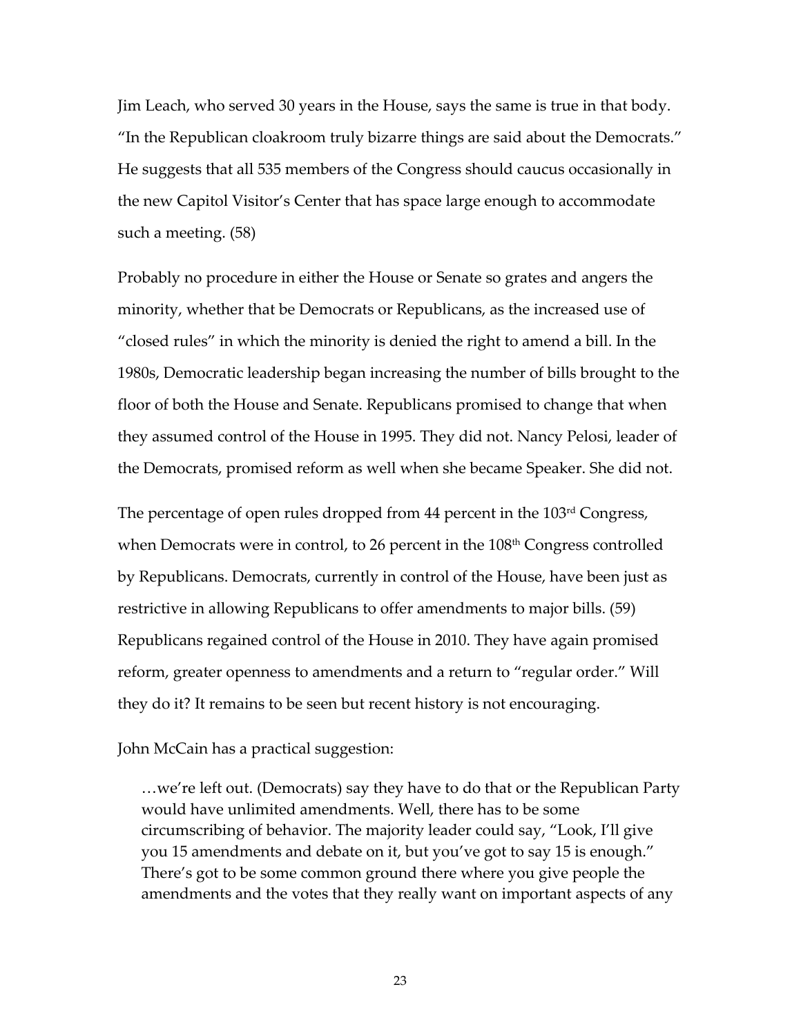Jim Leach, who served 30 years in the House, says the same is true in that body. "In the Republican cloakroom truly bizarre things are said about the Democrats." He suggests that all 535 members of the Congress should caucus occasionally in the new Capitol Visitor's Center that has space large enough to accommodate such a meeting. (58)

Probably no procedure in either the House or Senate so grates and angers the minority, whether that be Democrats or Republicans, as the increased use of "closed rules" in which the minority is denied the right to amend a bill. In the 1980s, Democratic leadership began increasing the number of bills brought to the floor of both the House and Senate. Republicans promised to change that when they assumed control of the House in 1995. They did not. Nancy Pelosi, leader of the Democrats, promised reform as well when she became Speaker. She did not.

The percentage of open rules dropped from 44 percent in the 103rd Congress, when Democrats were in control, to 26 percent in the 108th Congress controlled by Republicans. Democrats, currently in control of the House, have been just as restrictive in allowing Republicans to offer amendments to major bills. (59) Republicans regained control of the House in 2010. They have again promised reform, greater openness to amendments and a return to "regular order." Will they do it? It remains to be seen but recent history is not encouraging.

John McCain has a practical suggestion:

> …we're left out. (Democrats) say they have to do that or the Republican Party would have unlimited amendments. Well, there has to be some circumscribing of behavior. The majority leader could say, "Look, I'll give you 15 amendments and debate on it, but you've got to say 15 is enough." There's got to be some common ground there where you give people the amendments and the votes that they really want on important aspects of any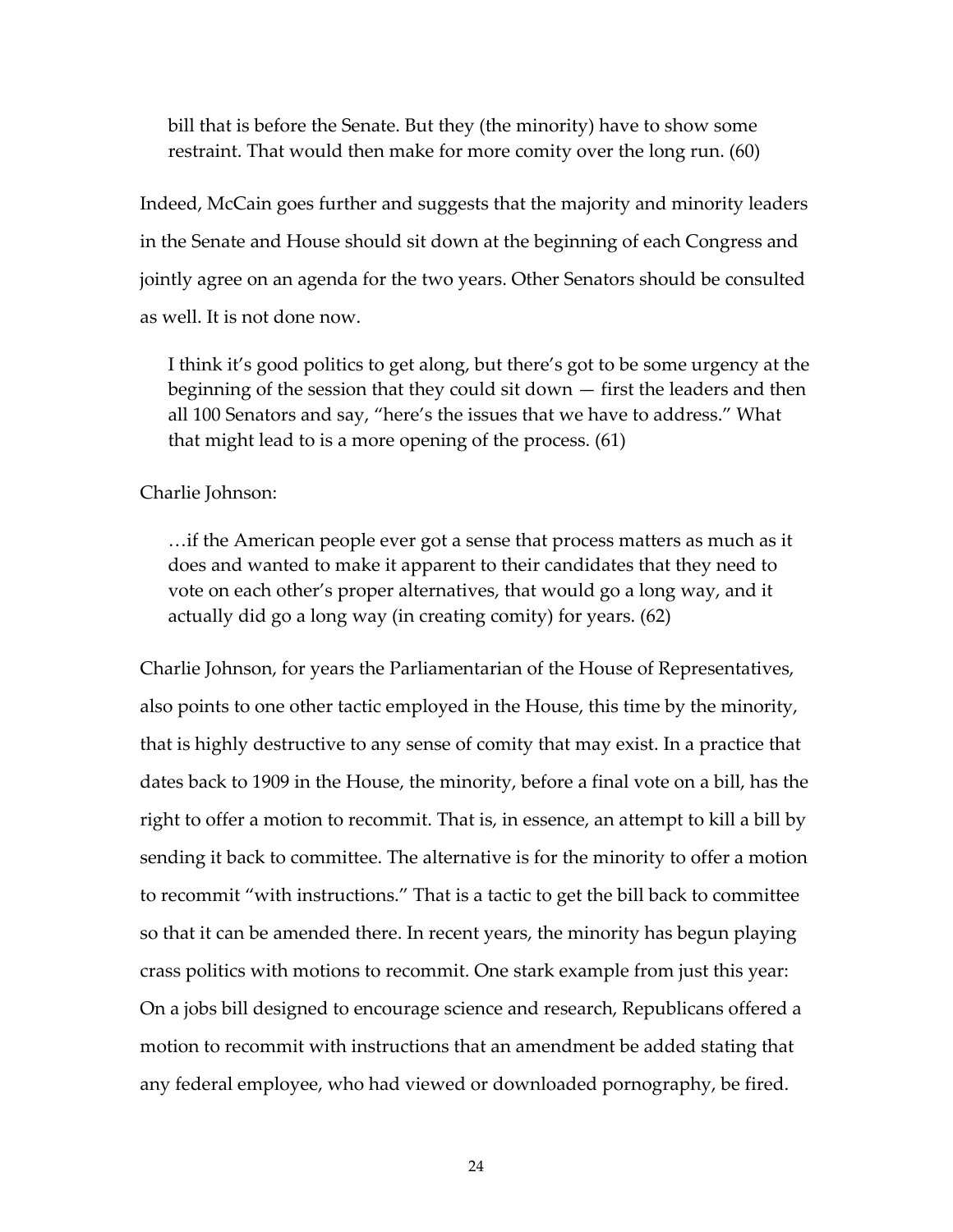> bill that is before the Senate. But they (the minority) have to show some restraint. That would then make for more comity over the long run. (60)

Indeed, McCain goes further and suggests that the majority and minority leaders in the Senate and House should sit down at the beginning of each Congress and jointly agree on an agenda for the two years. Other Senators should be consulted as well. It is not done now.

> I think it's good politics to get along, but there's got to be some urgency at the beginning of the session that they could sit down — first the leaders and then all 100 Senators and say, "here's the issues that we have to address." What that might lead to is a more opening of the process. (61)

Charlie Johnson:

> …if the American people ever got a sense that process matters as much as it does and wanted to make it apparent to their candidates that they need to vote on each other's proper alternatives, that would go a long way, and it actually did go a long way (in creating comity) for years. (62)

Charlie Johnson, for years the Parliamentarian of the House of Representatives, also points to one other tactic employed in the House, this time by the minority, that is highly destructive to any sense of comity that may exist. In a practice that dates back to 1909 in the House, the minority, before a final vote on a bill, has the right to offer a motion to recommit. That is, in essence, an attempt to kill a bill by sending it back to committee. The alternative is for the minority to offer a motion to recommit "with instructions." That is a tactic to get the bill back to committee so that it can be amended there. In recent years, the minority has begun playing crass politics with motions to recommit. One stark example from just this year: On a jobs bill designed to encourage science and research, Republicans offered a motion to recommit with instructions that an amendment be added stating that any federal employee, who had viewed or downloaded pornography, be fired.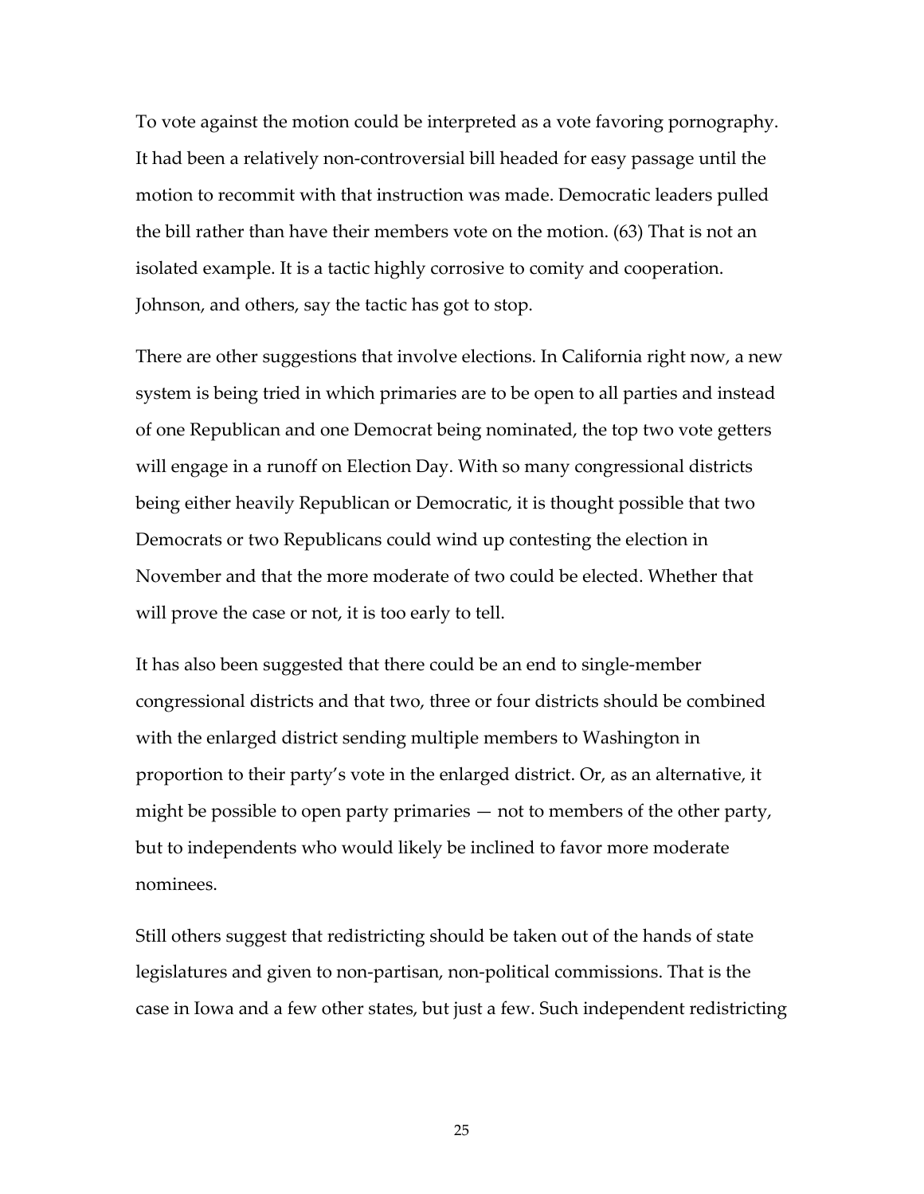To vote against the motion could be interpreted as a vote favoring pornography. It had been a relatively non-controversial bill headed for easy passage until the motion to recommit with that instruction was made. Democratic leaders pulled the bill rather than have their members vote on the motion. (63) That is not an isolated example. It is a tactic highly corrosive to comity and cooperation. Johnson, and others, say the tactic has got to stop.

There are other suggestions that involve elections. In California right now, a new system is being tried in which primaries are to be open to all parties and instead of one Republican and one Democrat being nominated, the top two vote getters will engage in a runoff on Election Day. With so many congressional districts being either heavily Republican or Democratic, it is thought possible that two Democrats or two Republicans could wind up contesting the election in November and that the more moderate of two could be elected. Whether that will prove the case or not, it is too early to tell.

It has also been suggested that there could be an end to single-member congressional districts and that two, three or four districts should be combined with the enlarged district sending multiple members to Washington in proportion to their party's vote in the enlarged district. Or, as an alternative, it might be possible to open party primaries — not to members of the other party, but to independents who would likely be inclined to favor more moderate nominees.

Still others suggest that redistricting should be taken out of the hands of state legislatures and given to non-partisan, non-political commissions. That is the case in Iowa and a few other states, but just a few. Such independent redistricting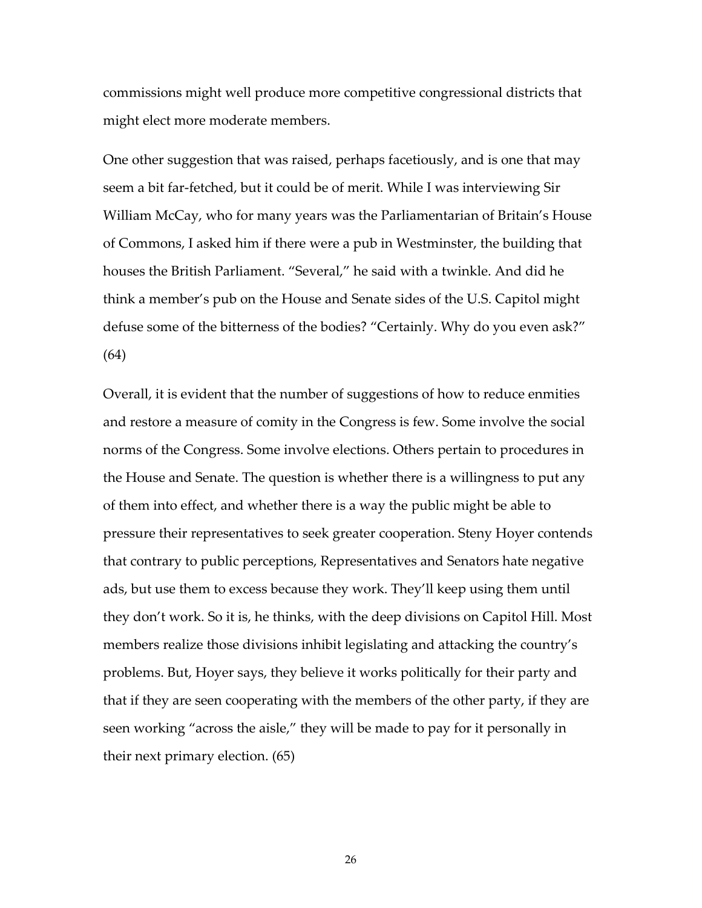commissions might well produce more competitive congressional districts that might elect more moderate members.

One other suggestion that was raised, perhaps facetiously, and is one that may seem a bit far-fetched, but it could be of merit. While I was interviewing Sir William McCay, who for many years was the Parliamentarian of Britain's House of Commons, I asked him if there were a pub in Westminster, the building that houses the British Parliament. "Several," he said with a twinkle. And did he think a member's pub on the House and Senate sides of the U.S. Capitol might defuse some of the bitterness of the bodies? "Certainly. Why do you even ask?" (64)

Overall, it is evident that the number of suggestions of how to reduce enmities and restore a measure of comity in the Congress is few. Some involve the social norms of the Congress. Some involve elections. Others pertain to procedures in the House and Senate. The question is whether there is a willingness to put any of them into effect, and whether there is a way the public might be able to pressure their representatives to seek greater cooperation. Steny Hoyer contends that contrary to public perceptions, Representatives and Senators hate negative ads, but use them to excess because they work. They'll keep using them until they don't work. So it is, he thinks, with the deep divisions on Capitol Hill. Most members realize those divisions inhibit legislating and attacking the country's problems. But, Hoyer says, they believe it works politically for their party and that if they are seen cooperating with the members of the other party, if they are seen working "across the aisle," they will be made to pay for it personally in their next primary election. (65)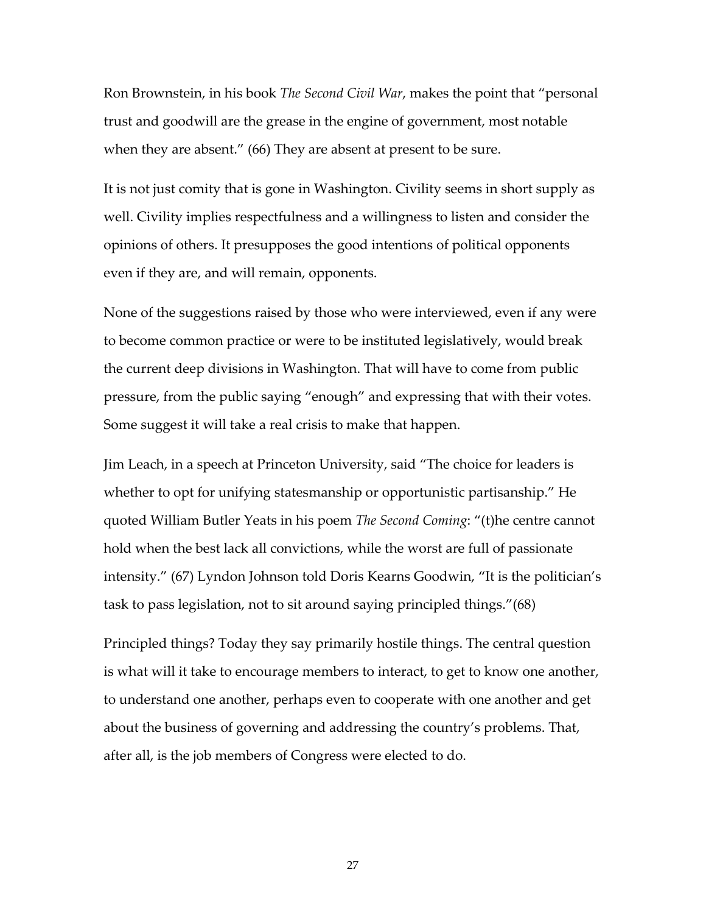Ron Brownstein, in his book *The Second Civil War*, makes the point that "personal trust and goodwill are the grease in the engine of government, most notable when they are absent." (66) They are absent at present to be sure.

It is not just comity that is gone in Washington. Civility seems in short supply as well. Civility implies respectfulness and a willingness to listen and consider the opinions of others. It presupposes the good intentions of political opponents even if they are, and will remain, opponents.

None of the suggestions raised by those who were interviewed, even if any were to become common practice or were to be instituted legislatively, would break the current deep divisions in Washington. That will have to come from public pressure, from the public saying "enough" and expressing that with their votes. Some suggest it will take a real crisis to make that happen.

Jim Leach, in a speech at Princeton University, said "The choice for leaders is whether to opt for unifying statesmanship or opportunistic partisanship." He quoted William Butler Yeats in his poem *The Second Coming*: "(t)he centre cannot hold when the best lack all convictions, while the worst are full of passionate intensity." (67) Lyndon Johnson told Doris Kearns Goodwin, "It is the politician's task to pass legislation, not to sit around saying principled things."(68)

Principled things? Today they say primarily hostile things. The central question is what will it take to encourage members to interact, to get to know one another, to understand one another, perhaps even to cooperate with one another and get about the business of governing and addressing the country's problems. That, after all, is the job members of Congress were elected to do.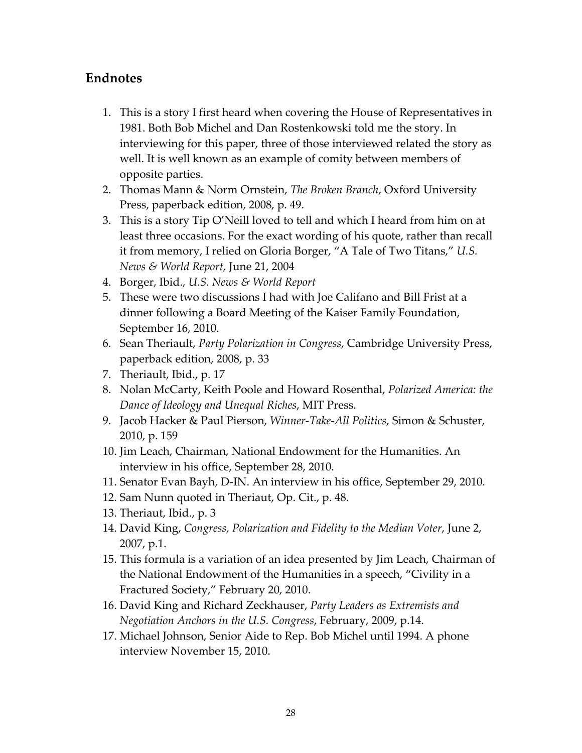## Endnotes

1. This is a story I first heard when covering the House of Representatives in 1981. Both Bob Michel and Dan Rostenkowski told me the story. In interviewing for this paper, three of those interviewed related the story as well. It is well known as an example of comity between members of opposite parties.
2. Thomas Mann & Norm Ornstein, *The Broken Branch*, Oxford University Press, paperback edition, 2008, p. 49.
3. This is a story Tip O'Neill loved to tell and which I heard from him on at least three occasions. For the exact wording of his quote, rather than recall it from memory, I relied on Gloria Borger, "A Tale of Two Titans," *U.S. News & World Report*, June 21, 2004
4. Borger, Ibid., *U.S. News & World Report*
5. These were two discussions I had with Joe Califano and Bill Frist at a dinner following a Board Meeting of the Kaiser Family Foundation, September 16, 2010.
6. Sean Theriault, *Party Polarization in Congress*, Cambridge University Press, paperback edition, 2008, p. 33
7. Theriault, Ibid., p. 17
8. Nolan McCarty, Keith Poole and Howard Rosenthal, *Polarized America: the Dance of Ideology and Unequal Riches*, MIT Press.
9. Jacob Hacker & Paul Pierson, *Winner-Take-All Politics*, Simon & Schuster, 2010, p. 159
10. Jim Leach, Chairman, National Endowment for the Humanities. An interview in his office, September 28, 2010.
11. Senator Evan Bayh, D-IN. An interview in his office, September 29, 2010.
12. Sam Nunn quoted in Theriaut, Op. Cit., p. 48.
13. Theriaut, Ibid., p. 3
14. David King, *Congress, Polarization and Fidelity to the Median Voter*, June 2, 2007, p.1.
15. This formula is a variation of an idea presented by Jim Leach, Chairman of the National Endowment of the Humanities in a speech, "Civility in a Fractured Society," February 20, 2010.
16. David King and Richard Zeckhauser, *Party Leaders as Extremists and Negotiation Anchors in the U.S. Congress*, February, 2009, p.14.
17. Michael Johnson, Senior Aide to Rep. Bob Michel until 1994. A phone interview November 15, 2010.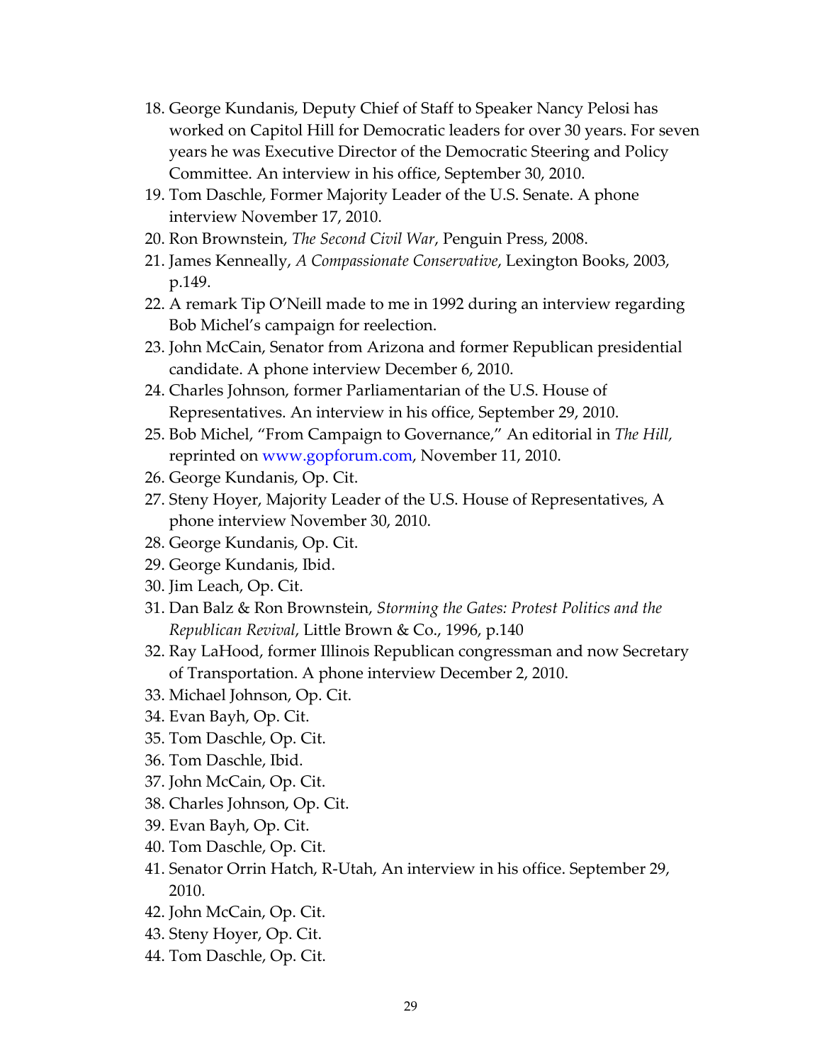18. George Kundanis, Deputy Chief of Staff to Speaker Nancy Pelosi has worked on Capitol Hill for Democratic leaders for over 30 years. For seven years he was Executive Director of the Democratic Steering and Policy Committee. An interview in his office, September 30, 2010.
19. Tom Daschle, Former Majority Leader of the U.S. Senate. A phone interview November 17, 2010.
20. Ron Brownstein, *The Second Civil War*, Penguin Press, 2008.
21. James Kenneally, *A Compassionate Conservative*, Lexington Books, 2003, p.149.
22. A remark Tip O'Neill made to me in 1992 during an interview regarding Bob Michel's campaign for reelection.
23. John McCain, Senator from Arizona and former Republican presidential candidate. A phone interview December 6, 2010.
24. Charles Johnson, former Parliamentarian of the U.S. House of Representatives. An interview in his office, September 29, 2010.
25. Bob Michel, "From Campaign to Governance," An editorial in *The Hill,* reprinted on www.gopforum.com, November 11, 2010.
26. George Kundanis, Op. Cit.
27. Steny Hoyer, Majority Leader of the U.S. House of Representatives, A phone interview November 30, 2010.
28. George Kundanis, Op. Cit.
29. George Kundanis, Ibid.
30. Jim Leach, Op. Cit.
31. Dan Balz & Ron Brownstein, *Storming the Gates: Protest Politics and the Republican Revival*, Little Brown & Co., 1996, p.140
32. Ray LaHood, former Illinois Republican congressman and now Secretary of Transportation. A phone interview December 2, 2010.
33. Michael Johnson, Op. Cit.
34. Evan Bayh, Op. Cit.
35. Tom Daschle, Op. Cit.
36. Tom Daschle, Ibid.
37. John McCain, Op. Cit.
38. Charles Johnson, Op. Cit.
39. Evan Bayh, Op. Cit.
40. Tom Daschle, Op. Cit.
41. Senator Orrin Hatch, R-Utah, An interview in his office. September 29, 2010.
42. John McCain, Op. Cit.
43. Steny Hoyer, Op. Cit.
44. Tom Daschle, Op. Cit.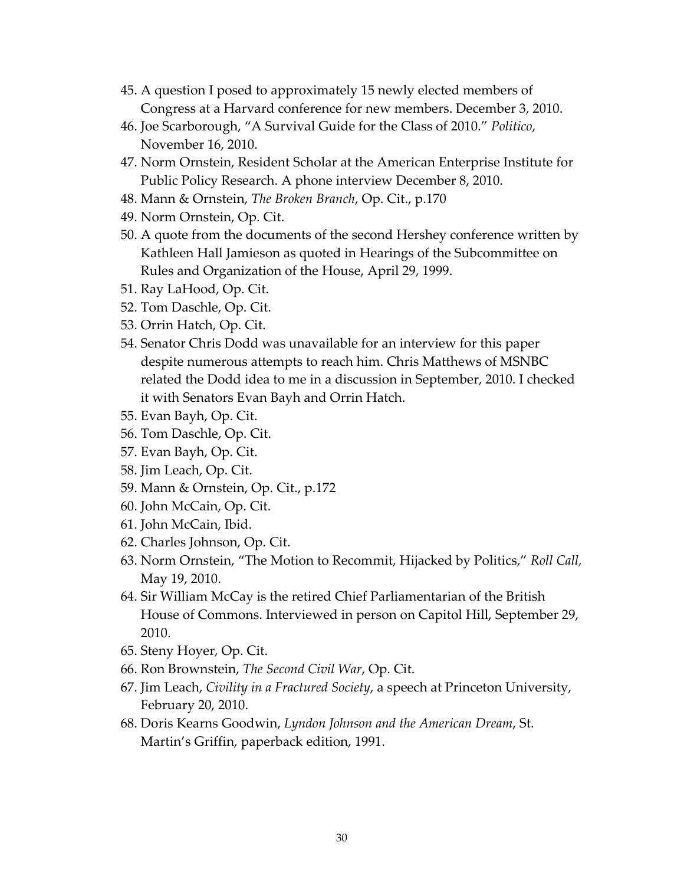45. A question I posed to approximately 15 newly elected members of Congress at a Harvard conference for new members. December 3, 2010.
46. Joe Scarborough, "A Survival Guide for the Class of 2010." *Politico*, November 16, 2010.
47. Norm Ornstein, Resident Scholar at the American Enterprise Institute for Public Policy Research. A phone interview December 8, 2010.
48. Mann & Ornstein, *The Broken Branch*, Op. Cit., p.170
49. Norm Ornstein, Op. Cit.
50. A quote from the documents of the second Hershey conference written by Kathleen Hall Jamieson as quoted in Hearings of the Subcommittee on Rules and Organization of the House, April 29, 1999.
51. Ray LaHood, Op. Cit.
52. Tom Daschle, Op. Cit.
53. Orrin Hatch, Op. Cit.
54. Senator Chris Dodd was unavailable for an interview for this paper despite numerous attempts to reach him. Chris Matthews of MSNBC related the Dodd idea to me in a discussion in September, 2010. I checked it with Senators Evan Bayh and Orrin Hatch.
55. Evan Bayh, Op. Cit.
56. Tom Daschle, Op. Cit.
57. Evan Bayh, Op. Cit.
58. Jim Leach, Op. Cit.
59. Mann & Ornstein, Op. Cit., p.172
60. John McCain, Op. Cit.
61. John McCain, Ibid.
62. Charles Johnson, Op. Cit.
63. Norm Ornstein, "The Motion to Recommit, Hijacked by Politics," *Roll Call*, May 19, 2010.
64. Sir William McCay is the retired Chief Parliamentarian of the British House of Commons. Interviewed in person on Capitol Hill, September 29, 2010.
65. Steny Hoyer, Op. Cit.
66. Ron Brownstein, *The Second Civil War*, Op. Cit.
67. Jim Leach, *Civility in a Fractured Society*, a speech at Princeton University, February 20, 2010.
68. Doris Kearns Goodwin, *Lyndon Johnson and the American Dream*, St. Martin's Griffin, paperback edition, 1991.